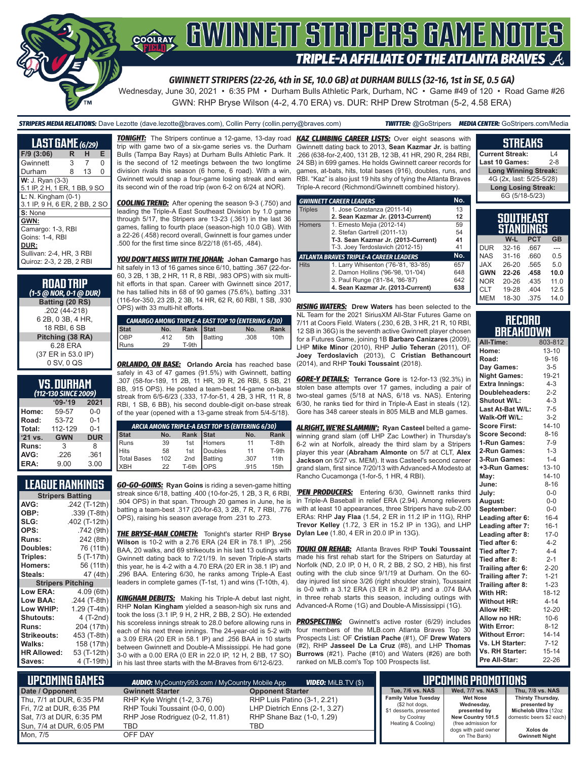# GWINNETT STRIPERS GAME NOTES

## TRIPLE-A AFFILIATE OF THE ATLANTA BRAVES

**GWINNETT STRIPERS (22-26, 4th in SE, 10.0 GB) at DURHAM BULLS (32-16, 1st in SE, 0.5 GA)**

Wednesday, June 30, 2021 • 6:35 PM • Durham Bulls Athletic Park, Durham, NC • Game #49 of 120 • Road Game #26

GWN: RHP Bryse Wilson (4-2, 4.70 ERA) vs. DUR: RHP Drew Strotman (5-2, 4.58 ERA)

**STRIPERS MEDIA RELATIONS:** Dave Lezotte (dave.lezotte@braves.com), Collin Perry (collin.perry@braves.com) **TWITTER:** @GoStripers **MEDIA CENTER:** GoStripers.com/Media

## LAST GAME (6/29)

| F/9 (3:06) | R | H | E |
|---|---|---|---|
| Gwinnett | 3 | 7 | 0 |
| Durham | 8 | 13 | 0 |

**W:** J. Ryan (3-3)
5.1 IP, 2 H, 1 ER, 1 BB, 9 SO

**L:** N. Kingham (0-1)
3.1 IP, 9 H, 6 ER, 2 BB, 2 SO

**S:** None

**GWN:**
Camargo: 1-3, RBI
Goins: 1-4, RBI

**DUR:**
Sullivan: 2-4, HR, 3 RBI
Quiroz: 2-3, 2 2B, 2 RBI

## ROAD TRIP
*(1-5 @ NOR, 0-1 @ DUR)*

**Batting (20 RS)**
.202 (44-218)
6 2B, 0 3B, 4 HR,
18 RBI, 6 SB

**Pitching (38 RA)**
6.28 ERA
(37 ER in 53.0 IP)
0 SV, 0 QS

## VS. DURHAM
*(112-130 SINCE 2009)*

| | '09-'19 | 2021 |
|---|---|---|
| Home: | 59-57 | 0-0 |
| Road: | 53-72 | 0-1 |
| Total: | 112-129 | 0-1 |
| '21 vs. | GWN | DUR |
| Runs: | 3 | 8 |
| AVG: | .226 | .361 |
| ERA: | 9.00 | 3.00 |

## LEAGUE RANKINGS

| Stripers Batting | |
|---|---|
| AVG: | .242 (T-12th) |
| OBP: | .339 (T-8th) |
| SLG: | .402 (T-12th) |
| OPS: | .742 (9th) |
| Runs: | 242 (8th) |
| Doubles: | 76 (11th) |
| Triples: | 5 (T-17th) |
| Homers: | 56 (11th) |
| Steals: | 47 (4th) |
| **Stripers Pitching** | |
| Low ERA: | 4.09 (6th) |
| Low BAA: | .244 (T-8th) |
| Low WHIP: | 1.29 (T-4th) |
| Shutouts: | 4 (T-2nd) |
| Runs: | 204 (17th) |
| Strikeouts: | 453 (T-8th) |
| Walks: | 158 (17th) |
| HR Allowed: | 53 (T-12th) |
| Saves: | 4 (T-19th) |

***TONIGHT:*** The Stripers continue a 12-game, 13-day road trip with game two of a six-game series vs. the Durham Bulls (Tampa Bay Rays) at Durham Bulls Athletic Park. It is the second of 12 meetings between the two longtime division rivals this season (6 home, 6 road). With a win, Gwinnett would snap a four-game losing streak and earn its second win of the road trip (won 6-2 on 6/24 at NOR).

***COOLING TREND:*** After opening the season 9-3 (.750) and leading the Triple-A East Southeast Division by 1.0 game through 5/17, the Stripers are 13-23 (.361) in the last 36 games, falling to fourth place (season-high 10.0 GB). With a 22-26 (.458) record overall, Gwinnett is four games under .500 for the first time since 8/22/18 (61-65, .484).

***YOU DON'T MESS WITH THE JOHAN:*** **Johan Camargo** has hit safely in 13 of 16 games since 6/10, batting .367 (22-for-60, 3 2B, 1 3B, 2 HR, 11 R, 8 RBI, .983 OPS) with six multi-hit efforts in that span. Career with Gwinnett since 2017, he has tallied hits in 68 of 90 games (75.6%), batting .331 (116-for-350, 23 2B, 2 3B, 14 HR, 62 R, 60 RBI, 1 SB, .930 OPS) with 33 multi-hit efforts.

| CAMARGO AMONG TRIPLE-A EAST TOP 10 (ENTERING 6/30) | | | | | |
|---|---|---|---|---|---|
| Stat | No. | Rank | Stat | No. | Rank |
| OBP | .412 | 5th | Batting | .308 | 10th |
| Runs | 29 | T-9th | | | |

***ORLANDO, ON BASE:*** **Orlando Arcia** has reached base safely in 43 of 47 games (91.5%) with Gwinnett, batting .307 (58-for-189, 11 2B, 11 HR, 39 R, 26 RBI, 5 SB, 21 BB, .915 OPS). He posted a team-best 14-game on-base streak from 6/5-6/23 (.333, 17-for-51, 4 2B, 3 HR, 11 R, 8 RBI, 1 SB, 6 BB), his second double-digit on-base streak of the year (opened with a 13-game streak from 5/4-5/18).

| ARCIA AMONG TRIPLE-A EAST TOP 15 (ENTERING 6/30) | | | | | |
|---|---|---|---|---|---|
| Stat | No. | Rank | Stat | No. | Rank |
| Runs | 39 | 1st | Homers | 11 | T-8th |
| Hits | 58 | 1st | Doubles | 11 | T-9th |
| Total Bases | 102 | 2nd | Batting | .307 | 11th |
| XBH | 22 | T-6th | OPS | .915 | 15th |

***GO-GO-GOINS:*** **Ryan Goins** is riding a seven-game hitting streak since 6/18, batting .400 (10-for-25, 1 2B, 3 R, 6 RBI, .904 OPS) in that span. Through 20 games in June, he is batting a team-best .317 (20-for-63, 3 2B, 7 R, 7 RBI, .776 OPS), raising his season average from .231 to .273.

***THE BRYSE-MAN COMETH:*** Tonight's starter RHP **Bryse Wilson** is 10-2 with a 2.76 ERA (24 ER in 78.1 IP), .256 BAA, 20 walks, and 69 strikeouts in his last 13 outings with Gwinnett dating back to 7/21/19. In seven Triple-A starts this year, he is 4-2 with a 4.70 ERA (20 ER in 38.1 IP) and .296 BAA. Entering 6/30, he ranks among Triple-A East leaders in complete games (T-1st, 1) and wins (T-10th, 4).

***KINGHAM DEBUTS:*** Making his Triple-A debut last night, RHP **Nolan Kingham** yielded a season-high six runs and took the loss (3.1 IP, 9 H, 2 HR, 2 BB, 2 SO). He extended his scoreless innings streak to 28.0 before allowing runs in each of his next three innings. The 24-year-old is 5-2 with a 3.09 ERA (20 ER in 58.1 IP) and .256 BAA in 10 starts between Gwinnett and Double-A Mississippi. He had gone 3-0 with a 0.00 ERA (0 ER in 22.0 IP, 12 H, 2 BB, 17 SO) in his last three starts with the M-Braves from 6/12-6/23.

***KAZ CLIMBING CAREER LISTS:*** Over eight seasons with Gwinnett dating back to 2013, **Sean Kazmar Jr.** is batting .266 (638-for-2,400, 131 2B, 12 3B, 41 HR, 290 R, 284 RBI, 24 SB) in 699 games. He holds Gwinnett career records for games, at-bats, hits, total bases (916), doubles, runs, and RBI. "Kaz" is also just 19 hits shy of tying the Atlanta Braves Triple-A record (Richmond/Gwinnett combined history).

| GWINNETT CAREER LEADERS | | No. |
|---|---|---|
| Triples | 1. Jose Constanza (2011-14) | 13 |
| | **2. Sean Kazmar Jr. (2013-Current)** | **12** |
| Homers | 1. Ernesto Mejia (2012-14) | 59 |
| | 2. Stefan Gartrell (2011-13) | 54 |
| | **T-3. Sean Kazmar Jr. (2013-Current)** | **41** |
| | T-3. Joey Terdoslavich (2012-15) | 41 |
| **ATLANTA BRAVES TRIPLE-A CAREER LEADERS** | | **No.** |
| Hits | 1. Larry Whisenton ('76-'81, '83-'85) | 657 |
| | 2. Damon Hollins ('96-'98, '01-'04) | 648 |
| | 3. Paul Runge ('81-'84, '86-'87) | 642 |
| | **4. Sean Kazmar Jr. (2013-Current)** | **638** |

***RISING WATERS:*** **Drew Waters** has been selected to the NL Team for the 2021 SiriusXM All-Star Futures Game on 7/11 at Coors Field. Waters (.230, 6 2B, 3 HR, 21 R, 10 RBI, 12 SB in 36G) is the seventh active Gwinnett player chosen for a Futures Game, joining 1B **Barbaro Canizares** (2009), LHP **Mike Minor** (2010), RHP **Julio Teheran** (2011), OF **Joey Terdoslavich** (2013), C **Cristian Bethancourt** (2014), and RHP **Touki Toussaint** (2018).

***GORE-Y DETAILS:*** **Terrance Gore** is 12-for-13 (92.3%) in stolen base attempts over 17 games, including a pair of two-steal games (5/18 at NAS, 6/18 vs. NAS). Entering 6/30, he ranks tied for third in Triple-A East in steals (12). Gore has 348 career steals in 805 MiLB and MLB games.

***ALRIGHT, WE'RE SLAMMIN':*** **Ryan Casteel** belted a game-winning grand slam (off LHP Zac Lowther) in Thursday's 6-2 win at Norfolk, already the third slam by a Stripers player this year (**Abraham Almonte** on 5/7 at CLT, **Alex Jackson** on 5/27 vs. MEM). It was Casteel's second career grand slam, first since 7/20/13 with Advanced-A Modesto at Rancho Cucamonga (1-for-5, 1 HR, 4 RBI).

***'PEN PRODUCERS:*** Entering 6/30, Gwinnett ranks third in Triple-A Baseball in relief ERA (2.94). Among relievers with at least 10 appearances, three Stripers have sub-2.00 ERAs: RHP **Jay Flaa** (1.54, 2 ER in 11.2 IP in 11G), RHP **Trevor Kelley** (1.72, 3 ER in 15.2 IP in 13G), and LHP **Dylan Lee** (1.80, 4 ER in 20.0 IP in 13G).

***TOUKI ON REHAB:*** Atlanta Braves RHP **Touki Toussaint** made his first rehab start for the Stripers on Saturday at Norfolk (ND, 2.0 IP, 0 H, 0 R, 2 BB, 2 SO, 2 HB), his first outing with the club since 9/1/19 at Durham. On the 60-day injured list since 3/26 (right shoulder strain), Toussaint is 0-0 with a 3.12 ERA (3 ER in 8.2 IP) and a .074 BAA in three rehab starts this season, including outings with Advanced-A Rome (1G) and Double-A Mississippi (1G).

***PROSPECTING:*** Gwinnett's active roster (6/29) includes four members of the MLB.com Atlanta Braves Top 30 Prospects List: OF **Cristian Pache** (#1), OF **Drew Waters** (#2), RHP **Jasseel De La Cruz** (#8), and LHP **Thomas Burrows** (#21). Pache (#10) and Waters (#26) are both ranked on MLB.com's Top 100 Prospects list.

## STREAKS

| | |
|---|---|
| Current Streak: | L4 |
| Last 10 Games: | 2-8 |
| **Long Winning Streak:** | |
| 4G (2x, last: 5/25-5/28) | |
| **Long Losing Streak:** | |
| 6G (5/18-5/23) | |

## SOUTHEAST STANDINGS

| | W-L | PCT | GB |
|---|---|---|---|
| DUR | 32-16 | .667 | --- |
| NAS | 31-16 | .660 | 0.5 |
| JAX | 26-20 | .565 | 5.0 |
| **GWN** | **22-26** | **.458** | **10.0** |
| NOR | 20-26 | .435 | 11.0 |
| CLT | 19-28 | .404 | 12.5 |
| MEM | 18-30 | .375 | 14.0 |

## RECORD BREAKDOWN

| | |
|---|---|
| All-Time: | 803-812 |
| Home: | 13-10 |
| Road: | 9-16 |
| Day Games: | 3-5 |
| Night Games: | 19-21 |
| Extra Innings: | 4-3 |
| Doubleheaders: | 2-2 |
| Shutout W/L: | 4-3 |
| Last At-Bat W/L: | 7-5 |
| Walk-Off W/L: | 3-2 |
| Score First: | 14-10 |
| Score Second: | 8-16 |
| 1-Run Games: | 7-9 |
| 2-Run Games: | 1-3 |
| 3-Run Games: | 1-4 |
| +3-Run Games: | 13-10 |
| May: | 14-10 |
| June: | 8-16 |
| July: | 0-0 |
| August: | 0-0 |
| September: | 0-0 |
| Leading after 6: | 16-4 |
| Leading after 7: | 16-1 |
| Leading after 8: | 17-0 |
| Tied after 6: | 4-2 |
| Tied after 7: | 4-4 |
| Tied after 8: | 2-1 |
| Trailing after 6: | 2-20 |
| Trailing after 7: | 1-21 |
| Trailing after 8: | 1-23 |
| With HR: | 18-12 |
| Without HR: | 4-14 |
| Allow HR: | 12-20 |
| Allow no HR: | 10-6 |
| With Error: | 8-12 |
| Without Error: | 14-14 |
| Vs. LH Starter: | 7-12 |
| Vs. RH Starter: | 15-14 |
| Pre All-Star: | 22-26 |

## UPCOMING GAMES

**AUDIO:** MyCountry993.com / MyCountry Mobile App **VIDEO:** MiLB.TV ($)

| Date / Opponent | Gwinnett Starter | Opponent Starter |
|---|---|---|
| Thu, 7/1 at DUR, 6:35 PM | RHP Kyle Wright (1-2, 3.76) | RHP Luis Patino (3-1, 2.21) |
| Fri, 7/2 at DUR, 6:35 PM | RHP Touki Toussaint (0-0, 0.00) | LHP Dietrich Enns (2-1, 3.27) |
| Sat, 7/3 at DUR, 6:35 PM | RHP Jose Rodriguez (0-2, 11.81) | RHP Shane Baz (1-0, 1.29) |
| Sun, 7/4 at DUR, 6:05 PM | TBD | TBD |
| Mon, 7/5 | OFF DAY | |

## UPCOMING PROMOTIONS

| Tue, 7/6 vs. NAS | Wed, 7/7 vs. NAS | Thu, 7/8 vs. NAS |
|---|---|---|
| **Family Value Tuesday** ($2 hot dogs, $1 desserts, presented by Coolray Heating & Cooling) | **Wet Nose Wednesday, presented by New Country 101.5** (free admission for dogs with paid owner on The Bank) | **Thirsty Thursday, presented by Michelob Ultra** (12oz domestic beers $2 each) **Xolos de Gwinnett Night** |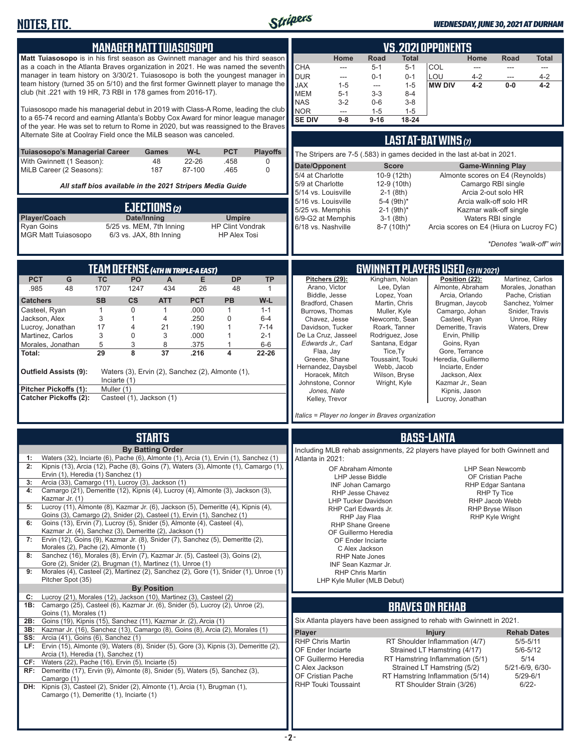## MANAGER MATT TUIASOSOPO

**Matt Tuiasosopo** is in his first season as Gwinnett manager and his third season as a coach in the Atlanta Braves organization in 2021. He was named the seventh manager in team history on 3/30/21. Tuiasosopo is both the youngest manager in team history (turned 35 on 5/10) and the first former Gwinnett player to manage the club (hit .221 with 19 HR, 73 RBI in 178 games from 2016-17).

Tuiasosopo made his managerial debut in 2019 with Class-A Rome, leading the club to a 65-74 record and earning Atlanta's Bobby Cox Award for minor league manager of the year. He was set to return to Rome in 2020, but was reassigned to the Braves Alternate Site at Coolray Field once the MiLB season was canceled.

| Tuiasosopo's Managerial Career | Games | W-L | PCT | Playoffs |
|---|---|---|---|---|
| With Gwinnett (1 Season): | 48 | 22-26 | .458 | 0 |
| MiLB Career (2 Seasons): | 187 | 87-100 | .465 | 0 |

*All staff bios available in the 2021 Stripers Media Guide*

## EJECTIONS (2)

| Player/Coach | Date/Inning | Umpire |
|---|---|---|
| Ryan Goins | 5/25 vs. MEM, 7th Inning | HP Clint Vondrak |
| MGR Matt Tuiasosopo | 6/3 vs. JAX, 8th Inning | HP Alex Tosi |

## VS. 2021 OPPONENTS

| | Home | Road | Total | | Home | Road | Total |
|---|---|---|---|---|---|---|---|
| CHA | --- | 5-1 | 5-1 | COL | --- | --- | --- |
| DUR | --- | 0-1 | 0-1 | LOU | 4-2 | --- | 4-2 |
| JAX | 1-5 | --- | 1-5 | **MW DIV** | **4-2** | **0-0** | **4-2** |
| MEM | 5-1 | 3-3 | 8-4 | | | | |
| NAS | 3-2 | 0-6 | 3-8 | | | | |
| NOR | --- | 1-5 | 1-5 | | | | |
| **SE DIV** | **9-8** | **9-16** | **18-24** | | | | |

## LAST AT-BAT WINS (7)

The Stripers are 7-5 (.583) in games decided in the last at-bat in 2021.

| Date/Opponent | Score | Game-Winning Play |
|---|---|---|
| 5/4 at Charlotte | 10-9 (12th) | Almonte scores on E4 (Reynolds) |
| 5/9 at Charlotte | 12-9 (10th) | Camargo RBI single |
| 5/14 vs. Louisville | 2-1 (8th) | Arcia 2-out solo HR |
| 5/16 vs. Louisville | 5-4 (9th)* | Arcia walk-off solo HR |
| 5/25 vs. Memphis | 2-1 (9th)* | Kazmar walk-off single |
| 6/9-G2 at Memphis | 3-1 (8th) | Waters RBI single |
| 6/18 vs. Nashville | 8-7 (10th)* | Arcia scores on E4 (Hiura on Lucroy FC) |

*\*Denotes "walk-off" win*

## TEAM DEFENSE (4TH IN TRIPLE-A EAST)

| PCT | G | TC | PO | A | E | DP | TP |
|---|---|---|---|---|---|---|---|
| .985 | 48 | 1707 | 1247 | 434 | 26 | 48 | 1 |

| Catchers | SB | CS | ATT | PCT | PB | W-L |
|---|---|---|---|---|---|---|
| Casteel, Ryan | 1 | 0 | 1 | .000 | 1 | 1-1 |
| Jackson, Alex | 3 | 1 | 4 | .250 | 0 | 6-4 |
| Lucroy, Jonathan | 17 | 4 | 21 | .190 | 1 | 7-14 |
| Martinez, Carlos | 3 | 0 | 3 | .000 | 1 | 2-1 |
| Morales, Jonathan | 5 | 3 | 8 | .375 | 1 | 6-6 |
| **Total:** | **29** | **8** | **37** | **.216** | **4** | **22-26** |

**Outfield Assists (9):** Waters (3), Ervin (2), Sanchez (2), Almonte (1), Inciarte (1)

**Pitcher Pickoffs (1):** Muller (1)

**Catcher Pickoffs (2):** Casteel (1), Jackson (1)

## GWINNETT PLAYERS USED (51 IN 2021)

**Pitchers (29):** Arano, Victor; Biddle, Jesse; Bradford, Chasen; Burrows, Thomas; Chavez, Jesse; Davidson, Tucker; De La Cruz, Jasseel; *Edwards Jr., Carl*; Flaa, Jay; Greene, Shane; Hernandez, Daysbel; Horacek, Mitch; Johnstone, Connor; *Jones, Nate*; Kelley, Trevor; Kingham, Nolan; Lee, Dylan; Lopez, Yoan; Martin, Chris; Muller, Kyle; Newcomb, Sean; Roark, Tanner; Rodriguez, Jose; Santana, Edgar; Tice, Ty; Toussaint, Touki; Webb, Jacob; Wilson, Bryse; Wright, Kyle

**Position (22):** Almonte, Abraham; Arcia, Orlando; Brugman, Jaycob; Camargo, Johan; Casteel, Ryan; Demeritte, Travis; Ervin, Phillip; Goins, Ryan; Gore, Terrance; Heredia, Guillermo; Inciarte, Ender; Jackson, Alex; Kazmar Jr., Sean; Kipnis, Jason; Lucroy, Jonathan; Martinez, Carlos; Morales, Jonathan; Pache, Cristian; Sanchez, Yolmer; Snider, Travis; Unroe, Riley; Waters, Drew

*Italics = Player no longer in Braves organization*

## STARTS

**By Batting Order**

| | |
|---|---|
| 1: | Waters (32), Inciarte (6), Pache (6), Almonte (1), Arcia (1), Ervin (1), Sanchez (1) |
| 2: | Kipnis (13), Arcia (12), Pache (8), Goins (7), Waters (3), Almonte (1), Camargo (1), Ervin (1), Heredia (1) Sanchez (1) |
| 3: | Arcia (33), Camargo (11), Lucroy (3), Jackson (1) |
| 4: | Camargo (21), Demeritte (12), Kipnis (4), Lucroy (4), Almonte (3), Jackson (3), Kazmar Jr. (1) |
| 5: | Lucroy (11), Almonte (8), Kazmar Jr. (6), Jackson (5), Demeritte (4), Kipnis (4), Goins (3), Camargo (2), Snider (2), Casteel (1), Ervin (1), Sanchez (1) |
| 6: | Goins (13), Ervin (7), Lucroy (5), Snider (5), Almonte (4), Casteel (4), Kazmar Jr. (4), Sanchez (3), Demeritte (2), Jackson (1) |
| 7: | Ervin (12), Goins (9), Kazmar Jr. (8), Snider (7), Sanchez (5), Demeritte (2), Morales (2), Pache (2), Almonte (1) |
| 8: | Sanchez (16), Morales (8), Ervin (7), Kazmar Jr. (5), Casteel (3), Goins (2), Gore (2), Snider (2), Brugman (1), Martinez (1), Unroe (1) |
| 9: | Morales (4), Casteel (2), Martinez (2), Sanchez (2), Gore (1), Snider (1), Unroe (1) Pitcher Spot (35) |

**By Position**

| | |
|---|---|
| C: | Lucroy (21), Morales (12), Jackson (10), Martinez (3), Casteel (2) |
| 1B: | Camargo (25), Casteel (6), Kazmar Jr. (6), Snider (5), Lucroy (2), Unroe (2), Goins (1), Morales (1) |
| 2B: | Goins (19), Kipnis (15), Sanchez (11), Kazmar Jr. (2), Arcia (1) |
| 3B: | Kazmar Jr. (16), Sanchez (13), Camargo (8), Goins (8), Arcia (2), Morales (1) |
| SS: | Arcia (41), Goins (6), Sanchez (1) |
| LF: | Ervin (15), Almonte (9), Waters (8), Snider (5), Gore (3), Kipnis (3), Demeritte (2), Arcia (1), Heredia (1), Sanchez (1) |
| CF: | Waters (22), Pache (16), Ervin (5), Inciarte (5) |
| RF: | Demeritte (17), Ervin (9), Almonte (8), Snider (5), Waters (5), Sanchez (3), Camargo (1) |
| DH: | Kipnis (3), Casteel (2), Snider (2), Almonte (1), Arcia (1), Brugman (1), Camargo (1), Demeritte (1), Inciarte (1) |

## BASS-LANTA

Including MLB rehab assignments, 22 players have played for both Gwinnett and Atlanta in 2021:

- OF Abraham Almonte
- LHP Jesse Biddle
- INF Johan Camargo
- RHP Jesse Chavez
- LHP Tucker Davidson
- RHP Carl Edwards Jr.
- RHP Jay Flaa
- RHP Shane Greene
- OF Guillermo Heredia
- OF Ender Inciarte
- C Alex Jackson
- RHP Nate Jones
- INF Sean Kazmar Jr.
- RHP Chris Martin
- LHP Kyle Muller (MLB Debut)
- LHP Sean Newcomb
- OF Cristian Pache
- RHP Edgar Santana
- RHP Ty Tice
- RHP Jacob Webb
- RHP Bryse Wilson
- RHP Kyle Wright

## BRAVES ON REHAB

Six Atlanta players have been assigned to rehab with Gwinnett in 2021.

| Player | Injury | Rehab Dates |
|---|---|---|
| RHP Chris Martin | RT Shoulder Inflammation (4/7) | 5/5-5/11 |
| OF Ender Inciarte | Strained LT Hamstring (4/17) | 5/6-5/12 |
| OF Guillermo Heredia | RT Hamstring Inflammation (5/1) | 5/14 |
| C Alex Jackson | Strained LT Hamstring (5/2) | 5/21-6/9, 6/30- |
| OF Cristian Pache | RT Hamstring Inflammation (5/14) | 5/29-6/1 |
| RHP Touki Toussaint | RT Shoulder Strain (3/26) | 6/22- |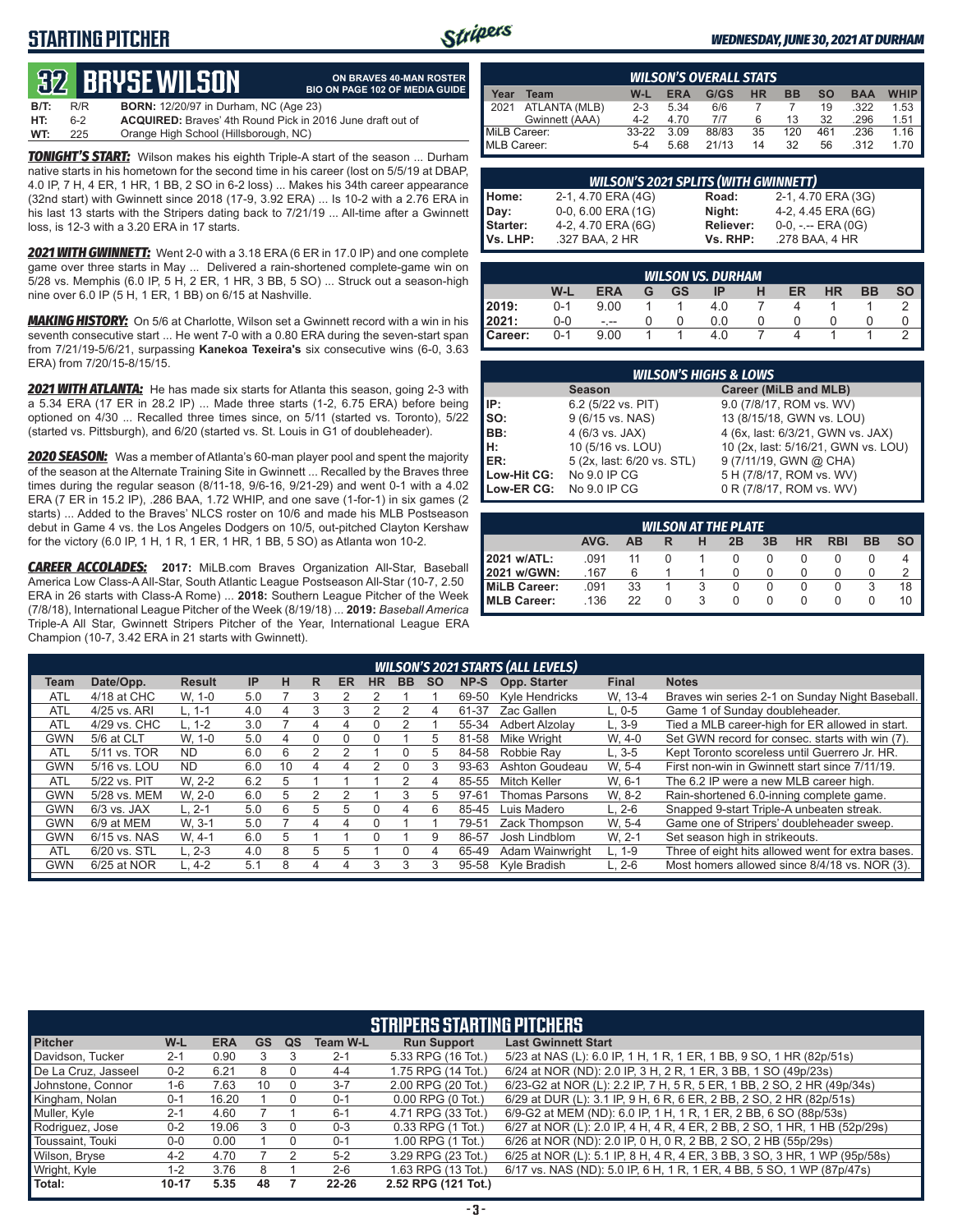# STARTING PITCHER

*WEDNESDAY, JUNE 30, 2021 AT DURHAM*

## 32 BRYSE WILSON

**ON BRAVES 40-MAN ROSTER**
**BIO ON PAGE 102 OF MEDIA GUIDE**

**B/T:** R/R **BORN:** 12/20/97 in Durham, NC (Age 23)
**HT:** 6-2 **ACQUIRED:** Braves' 4th Round Pick in 2016 June draft out of
**WT:** 225 Orange High School (Hillsborough, NC)

***TONIGHT'S START:*** Wilson makes his eighth Triple-A start of the season ... Durham native starts in his hometown for the second time in his career (lost on 5/5/19 at DBAP, 4.0 IP, 7 H, 4 ER, 1 HR, 1 BB, 2 SO in 6-2 loss) ... Makes his 34th career appearance (32nd start) with Gwinnett since 2018 (17-9, 3.92 ERA) ... Is 10-2 with a 2.76 ERA in his last 13 starts with the Stripers dating back to 7/21/19 ... All-time after a Gwinnett loss, is 12-3 with a 3.20 ERA in 17 starts.

***2021 WITH GWINNETT:*** Went 2-0 with a 3.18 ERA (6 ER in 17.0 IP) and one complete game over three starts in May ... Delivered a rain-shortened complete-game win on 5/28 vs. Memphis (6.0 IP, 5 H, 2 ER, 1 HR, 3 BB, 5 SO) ... Struck out a season-high nine over 6.0 IP (5 H, 1 ER, 1 BB) on 6/15 at Nashville.

***MAKING HISTORY:*** On 5/6 at Charlotte, Wilson set a Gwinnett record with a win in his seventh consecutive start ... He went 7-0 with a 0.80 ERA during the seven-start span from 7/21/19-5/6/21, surpassing **Kanekoa Texeira's** six consecutive wins (6-0, 3.63 ERA) from 7/20/15-8/15/15.

***2021 WITH ATLANTA:*** He has made six starts for Atlanta this season, going 2-3 with a 5.34 ERA (17 ER in 28.2 IP) ... Made three starts (1-2, 6.75 ERA) before being optioned on 4/30 ... Recalled three times since, on 5/11 (started vs. Toronto), 5/22 (started vs. Pittsburgh), and 6/20 (started vs. St. Louis in G1 of doubleheader).

***2020 SEASON:*** Was a member of Atlanta's 60-man player pool and spent the majority of the season at the Alternate Training Site in Gwinnett ... Recalled by the Braves three times during the regular season (8/11-18, 9/6-16, 9/21-29) and went 0-1 with a 4.02 ERA (7 ER in 15.2 IP), .286 BAA, 1.72 WHIP, and one save (1-for-1) in six games (2 starts) ... Added to the Braves' NLCS roster on 10/6 and made his MLB Postseason debut in Game 4 vs. the Los Angeles Dodgers on 10/5, out-pitched Clayton Kershaw for the victory (6.0 IP, 1 H, 1 R, 1 ER, 1 HR, 1 BB, 5 SO) as Atlanta won 10-2.

***CAREER ACCOLADES:*** **2017:** MiLB.com Braves Organization All-Star, Baseball America Low Class-A All-Star, South Atlantic League Postseason All-Star (10-7, 2.50 ERA in 26 starts with Class-A Rome) ... **2018:** Southern League Pitcher of the Week (7/8/18), International League Pitcher of the Week (8/19/18) ... **2019:** *Baseball America* Triple-A All Star, Gwinnett Stripers Pitcher of the Year, International League ERA Champion (10-7, 3.42 ERA in 21 starts with Gwinnett).

### WILSON'S OVERALL STATS

| Year | Team | W-L | ERA | G/GS | HR | BB | SO | BAA | WHIP |
|---|---|---|---|---|---|---|---|---|---|
| 2021 | ATLANTA (MLB) | 2-3 | 5.34 | 6/6 | 7 | 7 | 19 | .322 | 1.53 |
| | Gwinnett (AAA) | 4-2 | 4.70 | 7/7 | 6 | 13 | 32 | .296 | 1.51 |
| MiLB Career: | | 33-22 | 3.09 | 88/83 | 35 | 120 | 461 | .236 | 1.16 |
| MLB Career: | | 5-4 | 5.68 | 21/13 | 14 | 32 | 56 | .312 | 1.70 |

### WILSON'S 2021 SPLITS (WITH GWINNETT)

| | | | |
|---|---|---|---|
| Home: | 2-1, 4.70 ERA (4G) | Road: | 2-1, 4.70 ERA (3G) |
| Day: | 0-0, 6.00 ERA (1G) | Night: | 4-2, 4.45 ERA (6G) |
| Starter: | 4-2, 4.70 ERA (6G) | Reliever: | 0-0, -.-- ERA (0G) |
| Vs. LHP: | .327 BAA, 2 HR | Vs. RHP: | .278 BAA, 4 HR |

### WILSON VS. DURHAM

| | W-L | ERA | G | GS | IP | H | ER | HR | BB | SO |
|---|---|---|---|---|---|---|---|---|---|---|
| 2019: | 0-1 | 9.00 | 1 | 1 | 4.0 | 7 | 4 | 1 | 1 | 2 |
| 2021: | 0-0 | -.-- | 0 | 0 | 0.0 | 0 | 0 | 0 | 0 | 0 |
| Career: | 0-1 | 9.00 | 1 | 1 | 4.0 | 7 | 4 | 1 | 1 | 2 |

### WILSON'S HIGHS & LOWS

| | Season | Career (MiLB and MLB) |
|---|---|---|
| IP: | 6.2 (5/22 vs. PIT) | 9.0 (7/8/17, ROM vs. WV) |
| SO: | 9 (6/15 vs. NAS) | 13 (8/15/18, GWN vs. LOU) |
| BB: | 4 (6/3 vs. JAX) | 4 (6x, last: 6/3/21, GWN vs. JAX) |
| H: | 10 (5/16 vs. LOU) | 10 (2x, last: 5/16/21, GWN vs. LOU) |
| ER: | 5 (2x, last: 6/20 vs. STL) | 9 (7/11/19, GWN @ CHA) |
| Low-Hit CG: | No 9.0 IP CG | 5 H (7/8/17, ROM vs. WV) |
| Low-ER CG: | No 9.0 IP CG | 0 R (7/8/17, ROM vs. WV) |

### WILSON AT THE PLATE

| | AVG. | AB | R | H | 2B | 3B | HR | RBI | BB | SO |
|---|---|---|---|---|---|---|---|---|---|---|
| 2021 w/ATL: | .091 | 11 | 0 | 1 | 0 | 0 | 0 | 0 | 0 | 4 |
| 2021 w/GWN: | .167 | 6 | 1 | 1 | 0 | 0 | 0 | 0 | 0 | 2 |
| MiLB Career: | .091 | 33 | 1 | 3 | 0 | 0 | 0 | 0 | 3 | 18 |
| MLB Career: | .136 | 22 | 0 | 3 | 0 | 0 | 0 | 0 | 0 | 10 |

### WILSON'S 2021 STARTS (ALL LEVELS)

| Team | Date/Opp. | Result | IP | H | R | ER | HR | BB | SO | NP-S | Opp. Starter | Final | Notes |
|---|---|---|---|---|---|---|---|---|---|---|---|---|---|
| ATL | 4/18 at CHC | W, 1-0 | 5.0 | 7 | 3 | 2 | 2 | 1 | 1 | 69-50 | Kyle Hendricks | W, 13-4 | Braves win series 2-1 on Sunday Night Baseball. |
| ATL | 4/25 vs. ARI | L, 1-1 | 4.0 | 4 | 3 | 3 | 2 | 2 | 4 | 61-37 | Zac Gallen | L, 0-5 | Game 1 of Sunday doubleheader. |
| ATL | 4/29 vs. CHC | L, 1-2 | 3.0 | 7 | 4 | 4 | 0 | 2 | 1 | 55-34 | Adbert Alzolay | L, 3-9 | Tied a MLB career-high for ER allowed in start. |
| GWN | 5/6 at CLT | W, 1-0 | 5.0 | 4 | 0 | 0 | 0 | 1 | 5 | 81-58 | Mike Wright | W, 4-0 | Set GWN record for consec. starts with win (7). |
| ATL | 5/11 vs. TOR | ND | 6.0 | 6 | 2 | 2 | 1 | 0 | 5 | 84-58 | Robbie Ray | L, 3-5 | Kept Toronto scoreless until Guerrero Jr. HR. |
| GWN | 5/16 vs. LOU | ND | 6.0 | 10 | 4 | 4 | 2 | 0 | 3 | 93-63 | Ashton Goudeau | W, 5-4 | First non-win in Gwinnett start since 7/11/19. |
| ATL | 5/22 vs. PIT | W, 2-2 | 6.2 | 5 | 1 | 1 | 1 | 2 | 4 | 85-55 | Mitch Keller | W, 6-1 | The 6.2 IP were a new MLB career high. |
| GWN | 5/28 vs. MEM | W, 2-0 | 6.0 | 5 | 2 | 2 | 1 | 3 | 5 | 97-61 | Thomas Parsons | W, 8-2 | Rain-shortened 6.0-inning complete game. |
| GWN | 6/3 vs. JAX | L, 2-1 | 5.0 | 6 | 5 | 5 | 0 | 4 | 6 | 85-45 | Luis Madero | L, 2-6 | Snapped 9-start Triple-A unbeaten streak. |
| GWN | 6/9 at MEM | W, 3-1 | 5.0 | 7 | 4 | 4 | 0 | 1 | 1 | 79-51 | Zack Thompson | W, 5-4 | Game one of Stripers' doubleheader sweep. |
| GWN | 6/15 vs. NAS | W, 4-1 | 6.0 | 5 | 1 | 1 | 0 | 1 | 9 | 86-57 | Josh Lindblom | W, 2-1 | Set season high in strikeouts. |
| ATL | 6/20 vs. STL | L, 2-3 | 4.0 | 8 | 5 | 5 | 1 | 0 | 4 | 65-49 | Adam Wainwright | L, 1-9 | Three of eight hits allowed went for extra bases. |
| GWN | 6/25 at NOR | L, 4-2 | 5.1 | 8 | 4 | 4 | 3 | 3 | 3 | 95-58 | Kyle Bradish | L, 2-6 | Most homers allowed since 8/4/18 vs. NOR (3). |

### STRIPERS STARTING PITCHERS

| Pitcher | W-L | ERA | GS | QS | Team W-L | Run Support | Last Gwinnett Start |
|---|---|---|---|---|---|---|---|
| Davidson, Tucker | 2-1 | 0.90 | 3 | 3 | 2-1 | 5.33 RPG (16 Tot.) | 5/23 at NAS (L): 6.0 IP, 1 H, 1 R, 1 ER, 1 BB, 9 SO, 1 HR (82p/51s) |
| De La Cruz, Jasseel | 0-2 | 6.21 | 8 | 0 | 4-4 | 1.75 RPG (14 Tot.) | 6/24 at NOR (ND): 2.0 IP, 3 H, 2 R, 1 ER, 3 BB, 1 SO (49p/23s) |
| Johnstone, Connor | 1-6 | 7.63 | 10 | 0 | 3-7 | 2.00 RPG (20 Tot.) | 6/23-G2 at NOR (L): 2.2 IP, 7 H, 5 R, 5 ER, 1 BB, 2 SO, 2 HR (49p/34s) |
| Kingham, Nolan | 0-1 | 16.20 | 1 | 0 | 0-1 | 0.00 RPG (0 Tot.) | 6/29 at DUR (L): 3.1 IP, 9 H, 6 R, 6 ER, 2 BB, 2 SO, 2 HR (82p/51s) |
| Muller, Kyle | 2-1 | 4.60 | 7 | 1 | 6-1 | 4.71 RPG (33 Tot.) | 6/9-G2 at MEM (ND): 6.0 IP, 1 H, 1 R, 1 ER, 2 BB, 6 SO (88p/53s) |
| Rodriguez, Jose | 0-2 | 19.06 | 3 | 0 | 0-3 | 0.33 RPG (1 Tot.) | 6/27 at NOR (L): 2.0 IP, 4 H, 4 R, 4 ER, 2 BB, 2 SO, 1 HR, 1 HB (52p/29s) |
| Toussaint, Touki | 0-0 | 0.00 | 1 | 0 | 0-1 | 1.00 RPG (1 Tot.) | 6/26 at NOR (ND): 2.0 IP, 0 H, 0 R, 2 BB, 2 SO, 2 HB (55p/29s) |
| Wilson, Bryse | 4-2 | 4.70 | 7 | 2 | 5-2 | 3.29 RPG (23 Tot.) | 6/25 at NOR (L): 5.1 IP, 8 H, 4 R, 4 ER, 3 BB, 3 SO, 3 HR, 1 WP (95p/58s) |
| Wright, Kyle | 1-2 | 3.76 | 8 | 1 | 2-6 | 1.63 RPG (13 Tot.) | 6/17 vs. NAS (ND): 5.0 IP, 6 H, 1 R, 1 ER, 4 BB, 5 SO, 1 WP (87p/47s) |
| Total: | 10-17 | 5.35 | 48 | 7 | 22-26 | 2.52 RPG (121 Tot.) | |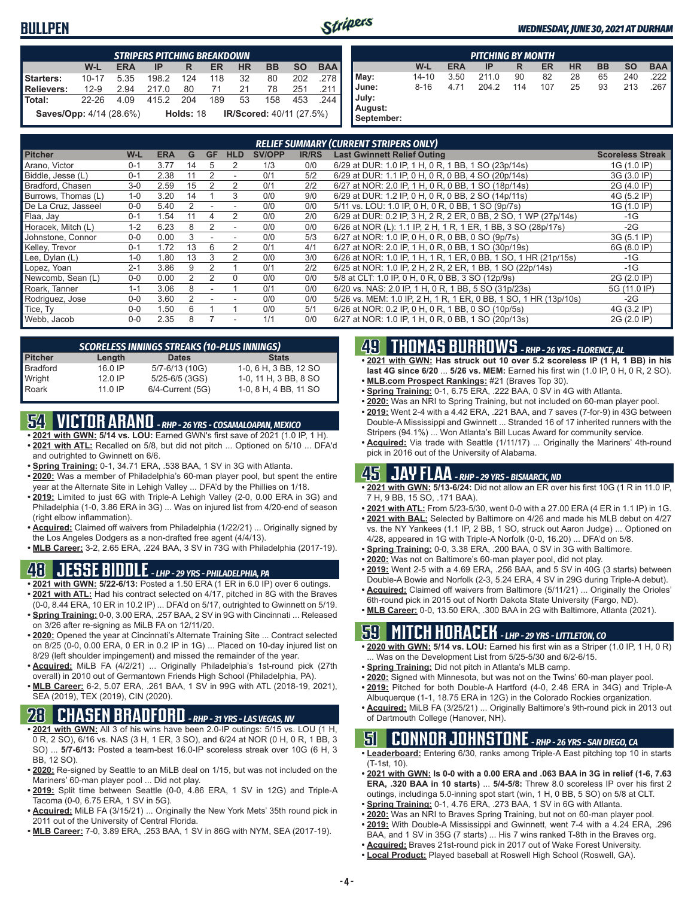# BULLPEN

*WEDNESDAY, JUNE 30, 2021 AT DURHAM*

| STRIPERS PITCHING BREAKDOWN | W-L | ERA | IP | R | ER | HR | BB | SO | BAA |
|---|---|---|---|---|---|---|---|---|---|
| Starters: | 10-17 | 5.35 | 198.2 | 124 | 118 | 32 | 80 | 202 | .278 |
| Relievers: | 12-9 | 2.94 | 217.0 | 80 | 71 | 21 | 78 | 251 | .211 |
| Total: | 22-26 | 4.09 | 415.2 | 204 | 189 | 53 | 158 | 453 | .244 |

**Saves/Opp:** 4/14 (28.6%) **Holds:** 18 **IR/Scored:** 40/11 (27.5%)

| PITCHING BY MONTH | W-L | ERA | IP | R | ER | HR | BB | SO | BAA |
|---|---|---|---|---|---|---|---|---|---|
| May: | 14-10 | 3.50 | 211.0 | 90 | 82 | 28 | 65 | 240 | .222 |
| June: | 8-16 | 4.71 | 204.2 | 114 | 107 | 25 | 93 | 213 | .267 |
| July: | | | | | | | | | |
| August: | | | | | | | | | |
| September: | | | | | | | | | |

## RELIEF SUMMARY (CURRENT STRIPERS ONLY)

| Pitcher | W-L | ERA | G | GF | HLD | SV/OPP | IR/RS | Last Gwinnett Relief Outing | Scoreless Streak |
|---|---|---|---|---|---|---|---|---|---|
| Arano, Victor | 0-1 | 3.77 | 14 | 5 | 2 | 1/3 | 0/0 | 6/29 at DUR: 1.0 IP, 1 H, 0 R, 1 BB, 1 SO (23p/14s) | 1G (1.0 IP) |
| Biddle, Jesse (L) | 0-1 | 2.38 | 11 | 2 | - | 0/1 | 5/2 | 6/29 at DUR: 1.1 IP, 0 H, 0 R, 0 BB, 4 SO (20p/14s) | 3G (3.0 IP) |
| Bradford, Chasen | 3-0 | 2.59 | 15 | 2 | 2 | 0/1 | 2/2 | 6/27 at NOR: 2.0 IP, 1 H, 0 R, 0 BB, 1 SO (18p/14s) | 2G (4.0 IP) |
| Burrows, Thomas (L) | 1-0 | 3.20 | 14 | 1 | 3 | 0/0 | 9/0 | 6/29 at DUR: 1.2 IP, 0 H, 0 R, 0 BB, 2 SO (14p/11s) | 4G (5.2 IP) |
| De La Cruz, Jasseel | 0-0 | 5.40 | 2 | - | - | 0/0 | 0/0 | 5/11 vs. LOU: 1.0 IP, 0 H, 0 R, 0 BB, 1 SO (9p/7s) | 1G (1.0 IP) |
| Flaa, Jay | 0-1 | 1.54 | 11 | 4 | 2 | 0/0 | 2/0 | 6/29 at DUR: 0.2 IP, 3 H, 2 R, 2 ER, 0 BB, 2 SO, 1 WP (27p/14s) | -1G |
| Horacek, Mitch (L) | 1-2 | 6.23 | 8 | 2 | - | 0/0 | 0/0 | 6/26 at NOR (L): 1.1 IP, 2 H, 1 R, 1 ER, 1 BB, 3 SO (28p/17s) | -2G |
| Johnstone, Connor | 0-0 | 0.00 | 3 | - | - | 0/0 | 5/3 | 6/27 at NOR: 1.0 IP, 0 H, 0 R, 0 BB, 0 SO (9p/7s) | 3G (5.1 IP) |
| Kelley, Trevor | 0-1 | 1.72 | 13 | 6 | 2 | 0/1 | 4/1 | 6/27 at NOR: 2.0 IP, 1 H, 0 R, 0 BB, 1 SO (30p/19s) | 6G (8.0 IP) |
| Lee, Dylan (L) | 1-0 | 1.80 | 13 | 3 | 2 | 0/0 | 3/0 | 6/26 at NOR: 1.0 IP, 1 H, 1 R, 1 ER, 0 BB, 1 SO, 1 HR (21p/15s) | -1G |
| Lopez, Yoan | 2-1 | 3.86 | 9 | 2 | 1 | 0/1 | 2/2 | 6/25 at NOR: 1.0 IP, 2 H, 2 R, 2 ER, 1 BB, 1 SO (22p/14s) | -1G |
| Newcomb, Sean (L) | 0-0 | 0.00 | 2 | 2 | 0 | 0/0 | 0/0 | 5/8 at CLT: 1.0 IP, 0 H, 0 R, 0 BB, 3 SO (12p/9s) | 2G (2.0 IP) |
| Roark, Tanner | 1-1 | 3.06 | 8 | - | 1 | 0/1 | 0/0 | 6/20 vs. NAS: 2.0 IP, 1 H, 0 R, 1 BB, 5 SO (31p/23s) | 5G (11.0 IP) |
| Rodriguez, Jose | 0-0 | 3.60 | 2 | - | - | 0/0 | 0/0 | 5/26 vs. MEM: 1.0 IP, 2 H, 1 R, 1 ER, 0 BB, 1 SO, 1 HR (13p/10s) | -2G |
| Tice, Ty | 0-0 | 1.50 | 6 | 1 | 1 | 0/0 | 5/1 | 6/26 at NOR: 0.2 IP, 0 H, 0 R, 1 BB, 0 SO (10p/5s) | 4G (3.2 IP) |
| Webb, Jacob | 0-0 | 2.35 | 8 | 7 | - | 1/1 | 0/0 | 6/27 at NOR: 1.0 IP, 1 H, 0 R, 0 BB, 1 SO (20p/13s) | 2G (2.0 IP) |

## SCORELESS INNINGS STREAKS (10-PLUS INNINGS)

| Pitcher | Length | Dates | Stats |
|---|---|---|---|
| Bradford | 16.0 IP | 5/7-6/13 (10G) | 1-0, 6 H, 3 BB, 12 SO |
| Wright | 12.0 IP | 5/25-6/5 (3GS) | 1-0, 11 H, 3 BB, 8 SO |
| Roark | 11.0 IP | 6/4-Current (5G) | 1-0, 8 H, 4 BB, 11 SO |

## 54 VICTOR ARANO - RHP - 26 YRS - COSAMALOAPAN, MEXICO

- **2021 with GWN:** 5/14 vs. LOU: Earned GWN's first save of 2021 (1.0 IP, 1 H).
- **2021 with ATL:** Recalled on 5/8, but did not pitch ... Optioned on 5/10 ... DFA'd and outrighted to Gwinnett on 6/6.
- **Spring Training:** 0-1, 34.71 ERA, .538 BAA, 1 SV in 3G with Atlanta.
- **2020:** Was a member of Philadelphia's 60-man player pool, but spent the entire year at the Alternate Site in Lehigh Valley ... DFA'd by the Phillies on 1/18.
- **2019:** Limited to just 6G with Triple-A Lehigh Valley (2-0, 0.00 ERA in 3G) and Philadelphia (1-0, 3.86 ERA in 3G) ... Was on injured list from 4/20-end of season (right elbow inflammation).
- **Acquired:** Claimed off waivers from Philadelphia (1/22/21) ... Originally signed by the Los Angeles Dodgers as a non-drafted free agent (4/4/13).
- **MLB Career:** 3-2, 2.65 ERA, .224 BAA, 3 SV in 73G with Philadelphia (2017-19).

## 48 JESSE BIDDLE - LHP - 29 YRS - PHILADELPHIA, PA

- **2021 with GWN:** 5/22-6/13: Posted a 1.50 ERA (1 ER in 6.0 IP) over 6 outings.
- **2021 with ATL:** Had his contract selected on 4/17, pitched in 8G with the Braves (0-0, 8.44 ERA, 10 ER in 10.2 IP) ... DFA'd on 5/17, outrighted to Gwinnett on 5/19.
- **Spring Training:** 0-0, 3.00 ERA, .257 BAA, 2 SV in 9G with Cincinnati ... Released on 3/26 after re-signing as MiLB FA on 12/11/20.
- **2020:** Opened the year at Cincinnati's Alternate Training Site ... Contract selected on 8/25 (0-0, 0.00 ERA, 0 ER in 0.2 IP in 1G) ... Placed on 10-day injured list on 8/29 (left shoulder impingement) and missed the remainder of the year.
- **Acquired:** MiLB FA (4/2/21) ... Originally Philadelphia's 1st-round pick (27th overall) in 2010 out of Germantown Friends High School (Philadelphia, PA).
- **MLB Career:** 6-2, 5.07 ERA, .261 BAA, 1 SV in 99G with ATL (2018-19, 2021), SEA (2019), TEX (2019), CIN (2020).

## 28 CHASEN BRADFORD - RHP - 31 YRS - LAS VEGAS, NV

- **2021 with GWN:** All 3 of his wins have been 2.0-IP outings: 5/15 vs. LOU (1 H, 0 R, 2 SO), 6/16 vs. NAS (3 H, 1 ER, 3 SO), and 6/24 at NOR (0 H, 0 R, 1 BB, 3 SO) ... **5/7-6/13:** Posted a team-best 16.0-IP scoreless streak over 10G (6 H, 3 BB, 12 SO).
- **2020:** Re-signed by Seattle to an MiLB deal on 1/15, but was not included on the Mariners' 60-man player pool ... Did not play.
- **2019:** Split time between Seattle (0-0, 4.86 ERA, 1 SV in 12G) and Triple-A Tacoma (0-0, 6.75 ERA, 1 SV in 5G).
- **Acquired:** MiLB FA (3/15/21) ... Originally the New York Mets' 35th round pick in 2011 out of the University of Central Florida.
- **MLB Career:** 7-0, 3.89 ERA, .253 BAA, 1 SV in 86G with NYM, SEA (2017-19).

## 49 THOMAS BURROWS - RHP - 26 YRS - FLORENCE, AL

- **2021 with GWN: Has struck out 10 over 5.2 scoreless IP (1 H, 1 BB) in his last 4G since 6/20** ... **5/26 vs. MEM:** Earned his first win (1.0 IP, 0 H, 0 R, 2 SO).
- **MLB.com Prospect Rankings:** #21 (Braves Top 30).
- **Spring Training:** 0-1, 6.75 ERA, .222 BAA, 0 SV in 4G with Atlanta.
- **2020:** Was an NRI to Spring Training, but not included on 60-man player pool.
- **2019:** Went 2-4 with a 4.42 ERA, .221 BAA, and 7 saves (7-for-9) in 43G between Double-A Mississippi and Gwinnett ... Stranded 16 of 17 inherited runners with the Stripers (94.1%) ... Won Atlanta's Bill Lucas Award for community service.
- **Acquired:** Via trade with Seattle (1/11/17) ... Originally the Mariners' 4th-round pick in 2016 out of the University of Alabama.

## 45 JAY FLAA - RHP - 29 YRS - BISMARCK, ND

- **2021 with GWN:** 5/13-6/24: Did not allow an ER over his first 10G (1 R in 11.0 IP, 7 H, 9 BB, 15 SO, .171 BAA).
- **2021 with ATL:** From 5/23-5/30, went 0-0 with a 27.00 ERA (4 ER in 1.1 IP) in 1G.
- **2021 with BAL:** Selected by Baltimore on 4/26 and made his MLB debut on 4/27 vs. the NY Yankees (1.1 IP, 2 BB, 1 SO, struck out Aaron Judge) ... Optioned on 4/28, appeared in 1G with Triple-A Norfolk (0-0, 16.20) ... DFA'd on 5/8.
- **Spring Training:** 0-0, 3.38 ERA, .200 BAA, 0 SV in 3G with Baltimore.
- **2020:** Was not on Baltimore's 60-man player pool, did not play.
- **2019:** Went 2-5 with a 4.69 ERA, .256 BAA, and 5 SV in 40G (3 starts) between Double-A Bowie and Norfolk (2-3, 5.24 ERA, 4 SV in 29G during Triple-A debut).
- **Acquired:** Claimed off waivers from Baltimore (5/11/21) ... Originally the Orioles' 6th-round pick in 2015 out of North Dakota State University (Fargo, ND).
- **MLB Career:** 0-0, 13.50 ERA, .300 BAA in 2G with Baltimore, Atlanta (2021).

## 59 MITCH HORACEK - LHP - 29 YRS - LITTLETON, CO

- **2020 with GWN:** 5/14 vs. LOU: Earned his first win as a Striper (1.0 IP, 1 H, 0 R) ... Was on the Development List from 5/25-5/30 and 6/2-6/15.
- **Spring Training:** Did not pitch in Atlanta's MLB camp.
- **2020:** Signed with Minnesota, but was not on the Twins' 60-man player pool.
- **2019:** Pitched for both Double-A Hartford (4-0, 2.48 ERA in 34G) and Triple-A Albuquerque (1-1, 18.75 ERA in 12G) in the Colorado Rockies organization.
- **Acquired:** MiLB FA (3/25/21) ... Originally Baltimore's 9th-round pick in 2013 out of Dartmouth College (Hanover, NH).

## 51 CONNOR JOHNSTONE - RHP - 26 YRS - SAN DIEGO, CA

- **Leaderboard:** Entering 6/30, ranks among Triple-A East pitching top 10 in starts (T-1st, 10).
- **2021 with GWN: Is 0-0 with a 0.00 ERA and .063 BAA in 3G in relief (1-6, 7.63 ERA, .320 BAA in 10 starts)** ... **5/4-5/8:** Threw 8.0 scoreless IP over his first 2 outings, includinga 5.0-inning spot start (win, 1 H, 0 BB, 5 SO) on 5/8 at CLT.
- **Spring Training:** 0-1, 4.76 ERA, .273 BAA, 1 SV in 6G with Atlanta.
- **2020:** Was an NRI to Braves Spring Training, but not on 60-man player pool.
- **2019:** With Double-A Mississippi and Gwinnett, went 7-4 with a 4.24 ERA, .296 BAA, and 1 SV in 35G (7 starts) ... His 7 wins ranked T-8th in the Braves org.
- **Acquired:** Braves 21st-round pick in 2017 out of Wake Forest University.
- **Local Product:** Played baseball at Roswell High School (Roswell, GA).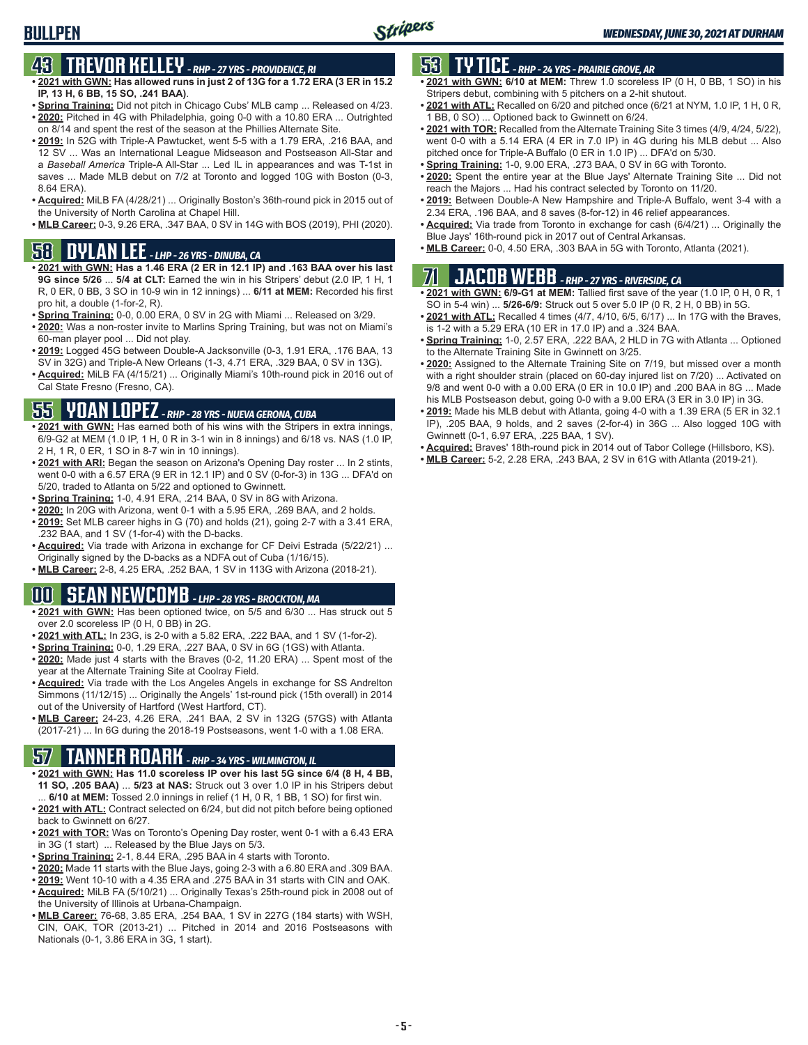# BULLPEN

## 43 TREVOR KELLEY - RHP - 27 YRS - PROVIDENCE, RI

- **2021 with GWN: Has allowed runs in just 2 of 13G for a 1.72 ERA (3 ER in 15.2 IP, 13 H, 6 BB, 15 SO, .241 BAA)**.
- **Spring Training:** Did not pitch in Chicago Cubs' MLB camp ... Released on 4/23.
- **2020:** Pitched in 4G with Philadelphia, going 0-0 with a 10.80 ERA ... Outrighted on 8/14 and spent the rest of the season at the Phillies Alternate Site.
- **2019:** In 52G with Triple-A Pawtucket, went 5-5 with a 1.79 ERA, .216 BAA, and 12 SV ... Was an International League Midseason and Postseason All-Star and a *Baseball America* Triple-A All-Star ... Led IL in appearances and was T-1st in saves ... Made MLB debut on 7/2 at Toronto and logged 10G with Boston (0-3, 8.64 ERA).
- **Acquired:** MiLB FA (4/28/21) ... Originally Boston's 36th-round pick in 2015 out of the University of North Carolina at Chapel Hill.
- **MLB Career:** 0-3, 9.26 ERA, .347 BAA, 0 SV in 14G with BOS (2019), PHI (2020).

## 58 DYLAN LEE - LHP - 26 YRS - DINUBA, CA

- **2021 with GWN: Has a 1.46 ERA (2 ER in 12.1 IP) and .163 BAA over his last 9G since 5/26** ... **5/4 at CLT:** Earned the win in his Stripers' debut (2.0 IP, 1 H, 1 R, 0 ER, 0 BB, 3 SO in 10-9 win in 12 innings) ... **6/11 at MEM:** Recorded his first pro hit, a double (1-for-2, R).
- **Spring Training:** 0-0, 0.00 ERA, 0 SV in 2G with Miami ... Released on 3/29.
- **2020:** Was a non-roster invite to Marlins Spring Training, but was not on Miami's 60-man player pool ... Did not play.
- **2019:** Logged 45G between Double-A Jacksonville (0-3, 1.91 ERA, .176 BAA, 13 SV in 32G) and Triple-A New Orleans (1-3, 4.71 ERA, .329 BAA, 0 SV in 13G).
- **Acquired:** MiLB FA (4/15/21) ... Originally Miami's 10th-round pick in 2016 out of Cal State Fresno (Fresno, CA).

## 55 YOAN LOPEZ - RHP - 28 YRS - NUEVA GERONA, CUBA

- **2021 with GWN:** Has earned both of his wins with the Stripers in extra innings, 6/9-G2 at MEM (1.0 IP, 1 H, 0 R in 3-1 win in 8 innings) and 6/18 vs. NAS (1.0 IP, 2 H, 1 R, 0 ER, 1 SO in 8-7 win in 10 innings).
- **2021 with ARI:** Began the season on Arizona's Opening Day roster ... In 2 stints, went 0-0 with a 6.57 ERA (9 ER in 12.1 IP) and 0 SV (0-for-3) in 13G ... DFA'd on 5/20, traded to Atlanta on 5/22 and optioned to Gwinnett.
- **Spring Training:** 1-0, 4.91 ERA, .214 BAA, 0 SV in 8G with Arizona.
- **2020:** In 20G with Arizona, went 0-1 with a 5.95 ERA, .269 BAA, and 2 holds.
- **2019:** Set MLB career highs in G (70) and holds (21), going 2-7 with a 3.41 ERA, .232 BAA, and 1 SV (1-for-4) with the D-backs.
- **Acquired:** Via trade with Arizona in exchange for CF Deivi Estrada (5/22/21) ... Originally signed by the D-backs as a NDFA out of Cuba (1/16/15).
- **MLB Career:** 2-8, 4.25 ERA, .252 BAA, 1 SV in 113G with Arizona (2018-21).

## 00 SEAN NEWCOMB - LHP - 28 YRS - BROCKTON, MA

- **2021 with GWN:** Has been optioned twice, on 5/5 and 6/30 ... Has struck out 5 over 2.0 scoreless IP (0 H, 0 BB) in 2G.
- **2021 with ATL:** In 23G, is 2-0 with a 5.82 ERA, .222 BAA, and 1 SV (1-for-2).
- **Spring Training:** 0-0, 1.29 ERA, .227 BAA, 0 SV in 6G (1GS) with Atlanta.
- **2020:** Made just 4 starts with the Braves (0-2, 11.20 ERA) ... Spent most of the year at the Alternate Training Site at Coolray Field.
- **Acquired:** Via trade with the Los Angeles Angels in exchange for SS Andrelton Simmons (11/12/15) ... Originally the Angels' 1st-round pick (15th overall) in 2014 out of the University of Hartford (West Hartford, CT).
- **MLB Career:** 24-23, 4.26 ERA, .241 BAA, 2 SV in 132G (57GS) with Atlanta (2017-21) ... In 6G during the 2018-19 Postseasons, went 1-0 with a 1.08 ERA.

## 57 TANNER ROARK - RHP - 34 YRS - WILMINGTON, IL

- **2021 with GWN: Has 11.0 scoreless IP over his last 5G since 6/4 (8 H, 4 BB, 11 SO, .205 BAA)** ... **5/23 at NAS:** Struck out 3 over 1.0 IP in his Stripers debut ... **6/10 at MEM:** Tossed 2.0 innings in relief (1 H, 0 R, 1 BB, 1 SO) for first win.
- **2021 with ATL:** Contract selected on 6/24, but did not pitch before being optioned back to Gwinnett on 6/27.
- **2021 with TOR:** Was on Toronto's Opening Day roster, went 0-1 with a 6.43 ERA in 3G (1 start) ... Released by the Blue Jays on 5/3.
- **Spring Training:** 2-1, 8.44 ERA, .295 BAA in 4 starts with Toronto.
- **2020:** Made 11 starts with the Blue Jays, going 2-3 with a 6.80 ERA and .309 BAA.
- **2019:** Went 10-10 with a 4.35 ERA and .275 BAA in 31 starts with CIN and OAK.
- **Acquired:** MiLB FA (5/10/21) ... Originally Texas's 25th-round pick in 2008 out of the University of Illinois at Urbana-Champaign.
- **MLB Career:** 76-68, 3.85 ERA, .254 BAA, 1 SV in 227G (184 starts) with WSH, CIN, OAK, TOR (2013-21) ... Pitched in 2014 and 2016 Postseasons with Nationals (0-1, 3.86 ERA in 3G, 1 start).

## 53 TY TICE - RHP - 24 YRS - PRAIRIE GROVE, AR

- **2021 with GWN: 6/10 at MEM:** Threw 1.0 scoreless IP (0 H, 0 BB, 1 SO) in his Stripers debut, combining with 5 pitchers on a 2-hit shutout.
- **2021 with ATL:** Recalled on 6/20 and pitched once (6/21 at NYM, 1.0 IP, 1 H, 0 R, 1 BB, 0 SO) ... Optioned back to Gwinnett on 6/24.
- **2021 with TOR:** Recalled from the Alternate Training Site 3 times (4/9, 4/24, 5/22), went 0-0 with a 5.14 ERA (4 ER in 7.0 IP) in 4G during his MLB debut ... Also pitched once for Triple-A Buffalo (0 ER in 1.0 IP) ... DFA'd on 5/30.
- **Spring Training:** 1-0, 9.00 ERA, .273 BAA, 0 SV in 6G with Toronto.
- **2020:** Spent the entire year at the Blue Jays' Alternate Training Site ... Did not reach the Majors ... Had his contract selected by Toronto on 11/20.
- **2019:** Between Double-A New Hampshire and Triple-A Buffalo, went 3-4 with a 2.34 ERA, .196 BAA, and 8 saves (8-for-12) in 46 relief appearances.
- **Acquired:** Via trade from Toronto in exchange for cash (6/4/21) ... Originally the Blue Jays' 16th-round pick in 2017 out of Central Arkansas.
- **MLB Career:** 0-0, 4.50 ERA, .303 BAA in 5G with Toronto, Atlanta (2021).

## 71 JACOB WEBB - RHP - 27 YRS - RIVERSIDE, CA

- **2021 with GWN: 6/9-G1 at MEM:** Tallied first save of the year (1.0 IP, 0 H, 0 R, 1 SO in 5-4 win) ... **5/26-6/9:** Struck out 5 over 5.0 IP (0 R, 2 H, 0 BB) in 5G.
- **2021 with ATL:** Recalled 4 times (4/7, 4/10, 6/5, 6/17) ... In 17G with the Braves, is 1-2 with a 5.29 ERA (10 ER in 17.0 IP) and a .324 BAA.
- **Spring Training:** 1-0, 2.57 ERA, .222 BAA, 2 HLD in 7G with Atlanta ... Optioned to the Alternate Training Site in Gwinnett on 3/25.
- **2020:** Assigned to the Alternate Training Site on 7/19, but missed over a month with a right shoulder strain (placed on 60-day injured list on 7/20) ... Activated on 9/8 and went 0-0 with a 0.00 ERA (0 ER in 10.0 IP) and .200 BAA in 8G ... Made his MLB Postseason debut, going 0-0 with a 9.00 ERA (3 ER in 3.0 IP) in 3G.
- **2019:** Made his MLB debut with Atlanta, going 4-0 with a 1.39 ERA (5 ER in 32.1 IP), .205 BAA, 9 holds, and 2 saves (2-for-4) in 36G ... Also logged 10G with Gwinnett (0-1, 6.97 ERA, .225 BAA, 1 SV).
- **Acquired:** Braves' 18th-round pick in 2014 out of Tabor College (Hillsboro, KS).
- **MLB Career:** 5-2, 2.28 ERA, .243 BAA, 2 SV in 61G with Atlanta (2019-21).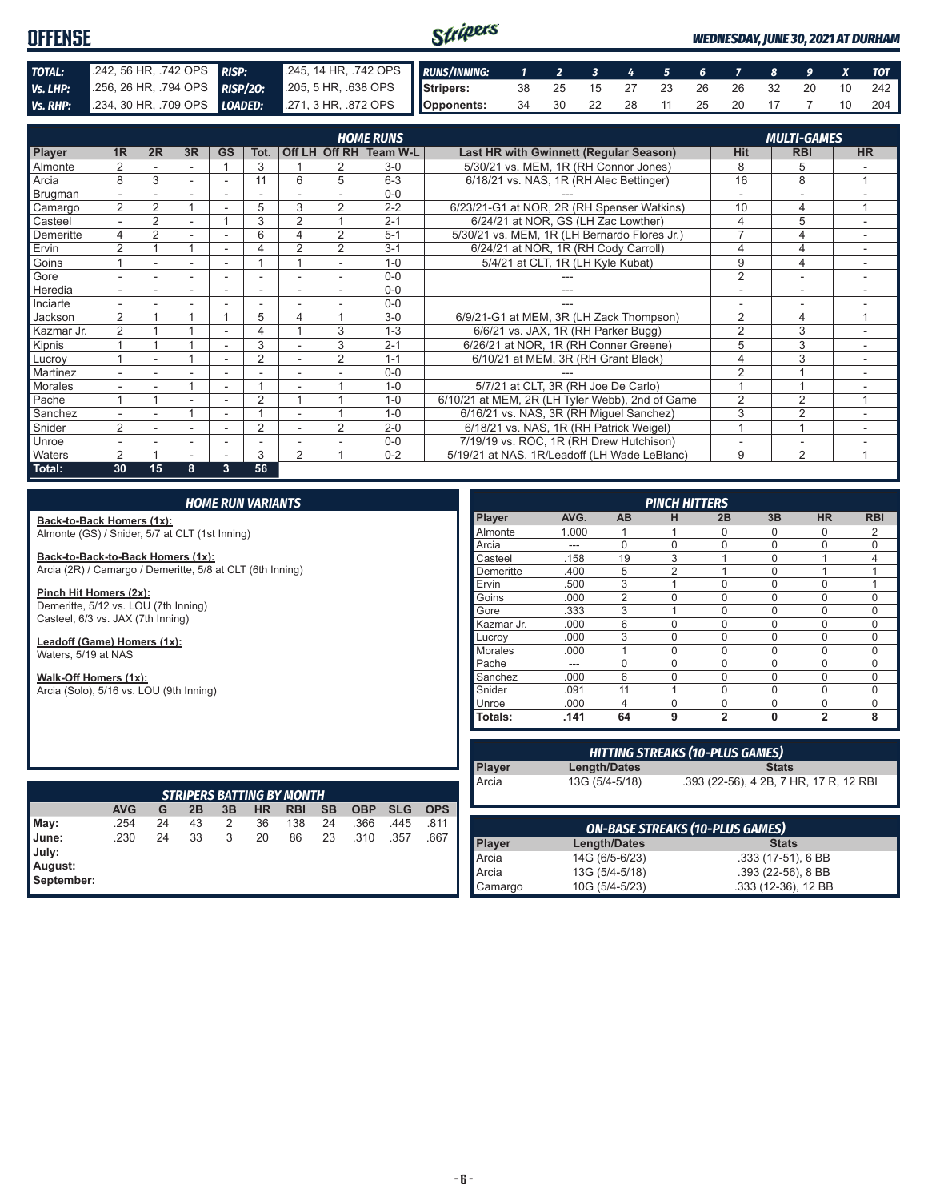# OFFENSE

*WEDNESDAY, JUNE 30, 2021 AT DURHAM*

| | | | |
|---|---|---|---|
| **TOTAL:** | .242, 56 HR, .742 OPS | **RISP:** | .245, 14 HR, .742 OPS |
| **Vs. LHP:** | .256, 26 HR, .794 OPS | **RISP/2O:** | .205, 5 HR, .638 OPS |
| **Vs. RHP:** | .234, 30 HR, .709 OPS | **LOADED:** | .271, 3 HR, .872 OPS |

| RUNS/INNING: | 1 | 2 | 3 | 4 | 5 | 6 | 7 | 8 | 9 | X | TOT |
|---|---|---|---|---|---|---|---|---|---|---|---|
| Stripers: | 38 | 25 | 15 | 27 | 23 | 26 | 26 | 32 | 20 | 10 | 242 |
| Opponents: | 34 | 30 | 22 | 28 | 11 | 25 | 20 | 17 | 7 | 10 | 204 |

## HOME RUNS / MULTI-GAMES

| Player | 1R | 2R | 3R | GS | Tot. | Off LH | Off RH | Team W-L | Last HR with Gwinnett (Regular Season) | Hit | RBI | HR |
|---|---|---|---|---|---|---|---|---|---|---|---|---|
| Almonte | 2 | - | - | 1 | 3 | 1 | 2 | 3-0 | 5/30/21 vs. MEM, 1R (RH Connor Jones) | 8 | 5 | - |
| Arcia | 8 | 3 | - | - | 11 | 6 | 5 | 6-3 | 6/18/21 vs. NAS, 1R (RH Alec Bettinger) | 16 | 8 | 1 |
| Brugman | - | - | - | - | - | - | - | 0-0 | --- | - | - | - |
| Camargo | 2 | 2 | 1 | - | 5 | 3 | 2 | 2-2 | 6/23/21-G1 at NOR, 2R (RH Spenser Watkins) | 10 | 4 | 1 |
| Casteel | - | 2 | - | 1 | 3 | 2 | 1 | 2-1 | 6/24/21 at NOR, GS (LH Zac Lowther) | 4 | 5 | - |
| Demeritte | 4 | 2 | - | - | 6 | 4 | 2 | 5-1 | 5/30/21 vs. MEM, 1R (LH Bernardo Flores Jr.) | 7 | 4 | - |
| Ervin | 2 | 1 | 1 | - | 4 | 2 | 2 | 3-1 | 6/24/21 at NOR, 1R (RH Cody Carroll) | 4 | 4 | - |
| Goins | 1 | - | - | - | 1 | 1 | - | 1-0 | 5/4/21 at CLT, 1R (LH Kyle Kubat) | 9 | 4 | - |
| Gore | - | - | - | - | - | - | - | 0-0 | --- | 2 | - | - |
| Heredia | - | - | - | - | - | - | - | 0-0 | --- | - | - | - |
| Inciarte | - | - | - | - | - | - | - | 0-0 | --- | - | - | - |
| Jackson | 2 | 1 | 1 | 1 | 5 | 4 | 1 | 3-0 | 6/9/21-G1 at MEM, 3R (LH Zack Thompson) | 2 | 4 | 1 |
| Kazmar Jr. | 2 | 1 | 1 | - | 4 | 1 | 3 | 1-3 | 6/6/21 vs. JAX, 1R (RH Parker Bugg) | 2 | 3 | - |
| Kipnis | 1 | 1 | 1 | - | 3 | - | 3 | 2-1 | 6/26/21 at NOR, 1R (RH Conner Greene) | 5 | 3 | - |
| Lucroy | 1 | - | 1 | - | 2 | - | 2 | 1-1 | 6/10/21 at MEM, 3R (RH Grant Black) | 4 | 3 | - |
| Martinez | - | - | - | - | - | - | - | 0-0 | --- | 2 | 1 | - |
| Morales | - | - | 1 | - | 1 | - | 1 | 1-0 | 5/7/21 at CLT, 3R (RH Joe De Carlo) | 1 | 1 | - |
| Pache | 1 | 1 | - | - | 2 | 1 | 1 | 1-0 | 6/10/21 at MEM, 2R (LH Tyler Webb), 2nd of Game | 2 | 2 | 1 |
| Sanchez | - | - | 1 | - | 1 | - | 1 | 1-0 | 6/16/21 vs. NAS, 3R (RH Miguel Sanchez) | 3 | 2 | - |
| Snider | 2 | - | - | - | 2 | - | 2 | 2-0 | 6/18/21 vs. NAS, 1R (RH Patrick Weigel) | 1 | 1 | - |
| Unroe | - | - | - | - | - | - | - | 0-0 | 7/19/19 vs. ROC, 1R (RH Drew Hutchison) | - | - | - |
| Waters | 2 | 1 | - | - | 3 | 2 | 1 | 0-2 | 5/19/21 at NAS, 1R/Leadoff (LH Wade LeBlanc) | 9 | 2 | 1 |
| **Total:** | **30** | **15** | **8** | **3** | **56** | | | | | | | |

## HOME RUN VARIANTS

**Back-to-Back Homers (1x):**
Almonte (GS) / Snider, 5/7 at CLT (1st Inning)

**Back-to-Back-to-Back Homers (1x):**
Arcia (2R) / Camargo / Demeritte, 5/8 at CLT (6th Inning)

**Pinch Hit Homers (2x):**
Demeritte, 5/12 vs. LOU (7th Inning)
Casteel, 6/3 vs. JAX (7th Inning)

**Leadoff (Game) Homers (1x):**
Waters, 5/19 at NAS

**Walk-Off Homers (1x):**
Arcia (Solo), 5/16 vs. LOU (9th Inning)

## PINCH HITTERS

| Player | AVG. | AB | H | 2B | 3B | HR | RBI |
|---|---|---|---|---|---|---|---|
| Almonte | 1.000 | 1 | 1 | 0 | 0 | 0 | 2 |
| Arcia | --- | 0 | 0 | 0 | 0 | 0 | 0 |
| Casteel | .158 | 19 | 3 | 1 | 0 | 1 | 4 |
| Demeritte | .400 | 5 | 2 | 1 | 0 | 1 | 1 |
| Ervin | .500 | 3 | 1 | 0 | 0 | 0 | 1 |
| Goins | .000 | 2 | 0 | 0 | 0 | 0 | 0 |
| Gore | .333 | 3 | 1 | 0 | 0 | 0 | 0 |
| Kazmar Jr. | .000 | 6 | 0 | 0 | 0 | 0 | 0 |
| Lucroy | .000 | 3 | 0 | 0 | 0 | 0 | 0 |
| Morales | .000 | 1 | 0 | 0 | 0 | 0 | 0 |
| Pache | --- | 0 | 0 | 0 | 0 | 0 | 0 |
| Sanchez | .000 | 6 | 0 | 0 | 0 | 0 | 0 |
| Snider | .091 | 11 | 1 | 0 | 0 | 0 | 0 |
| Unroe | .000 | 4 | 0 | 0 | 0 | 0 | 0 |
| **Totals:** | **.141** | **64** | **9** | **2** | **0** | **2** | **8** |

## HITTING STREAKS (10-PLUS GAMES)

| Player | Length/Dates | Stats |
|---|---|---|
| Arcia | 13G (5/4-5/18) | .393 (22-56), 4 2B, 7 HR, 17 R, 12 RBI |

## STRIPERS BATTING BY MONTH

| | AVG | G | 2B | 3B | HR | RBI | SB | OBP | SLG | OPS |
|---|---|---|---|---|---|---|---|---|---|---|
| May: | .254 | 24 | 43 | 2 | 36 | 138 | 24 | .366 | .445 | .811 |
| June: | .230 | 24 | 33 | 3 | 20 | 86 | 23 | .310 | .357 | .667 |
| July: | | | | | | | | | | |
| August: | | | | | | | | | | |
| September: | | | | | | | | | | |

## ON-BASE STREAKS (10-PLUS GAMES)

| Player | Length/Dates | Stats |
|---|---|---|
| Arcia | 14G (6/5-6/23) | .333 (17-51), 6 BB |
| Arcia | 13G (5/4-5/18) | .393 (22-56), 8 BB |
| Camargo | 10G (5/4-5/23) | .333 (12-36), 12 BB |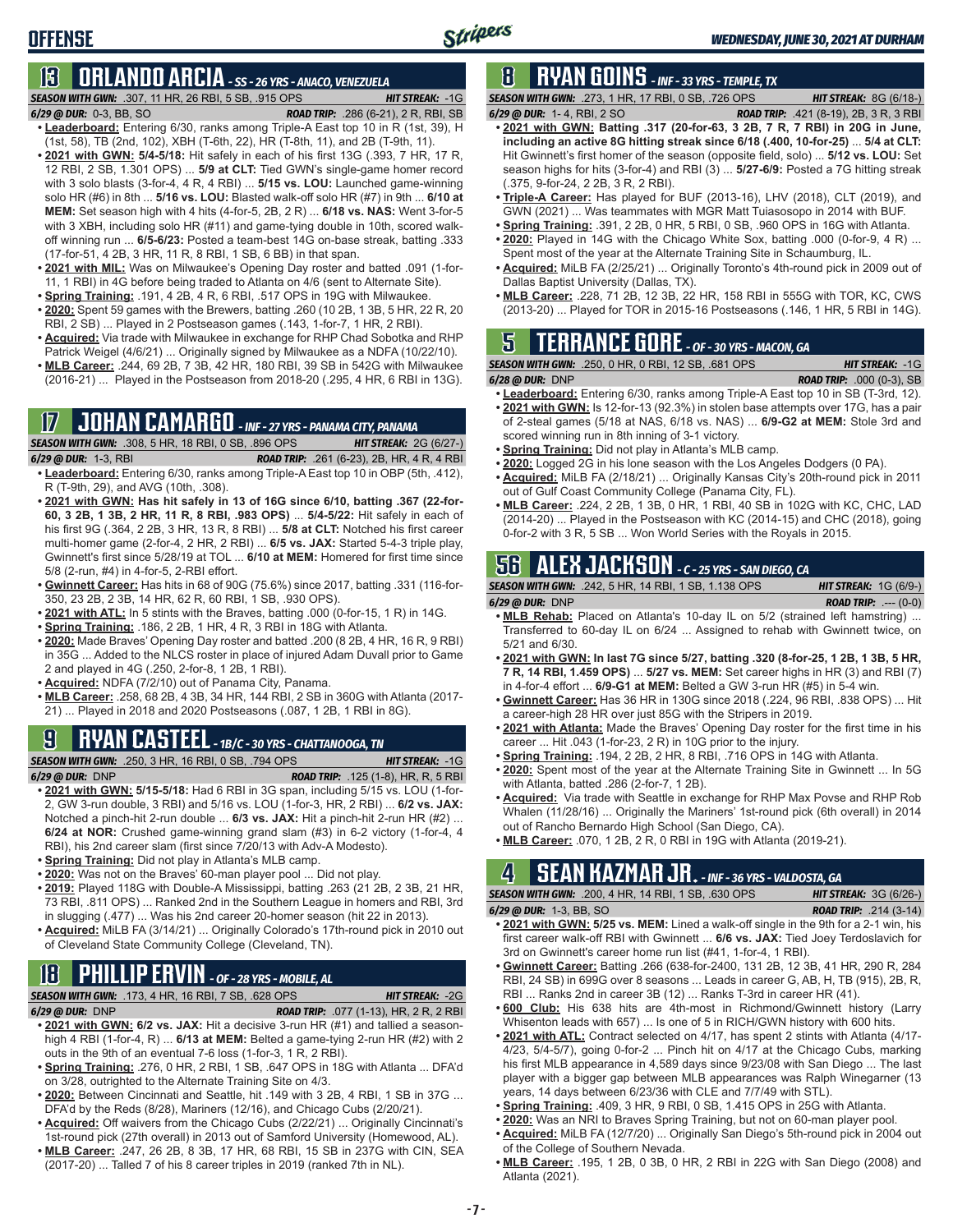# OFFENSE

*WEDNESDAY, JUNE 30, 2021 AT DURHAM*

## 13 ORLANDO ARCIA - SS - 26 YRS - ANACO, VENEZUELA

**SEASON WITH GWN:** .307, 11 HR, 26 RBI, 5 SB, .915 OPS — **HIT STREAK:** -1G
**6/29 @ DUR:** 0-3, BB, SO — **ROAD TRIP:** .286 (6-21), 2 R, RBI, SB

- **Leaderboard:** Entering 6/30, ranks among Triple-A East top 10 in R (1st, 39), H (1st, 58), TB (2nd, 102), XBH (T-6th, 22), HR (T-8th, 11), and 2B (T-9th, 11).
- **2021 with GWN: 5/4-5/18:** Hit safely in each of his first 13G (.393, 7 HR, 17 R, 12 RBI, 2 SB, 1.301 OPS) ... **5/9 at CLT:** Tied GWN's single-game homer record with 3 solo blasts (3-for-4, 4 R, 4 RBI) ... **5/15 vs. LOU:** Launched game-winning solo HR (#6) in 8th ... **5/16 vs. LOU:** Blasted walk-off solo HR (#7) in 9th ... **6/10 at MEM:** Set season high with 4 hits (4-for-5, 2B, 2 R) ... **6/18 vs. NAS:** Went 3-for-5 with 3 XBH, including solo HR (#11) and game-tying double in 10th, scored walk-off winning run ... **6/5-6/23:** Posted a team-best 14G on-base streak, batting .333 (17-for-51, 4 2B, 3 HR, 11 R, 8 RBI, 1 SB, 6 BB) in that span.
- **2021 with MIL:** Was on Milwaukee's Opening Day roster and batted .091 (1-for-11, 1 RBI) in 4G before being traded to Atlanta on 4/6 (sent to Alternate Site).
- **Spring Training:** .191, 4 2B, 4 R, 6 RBI, .517 OPS in 19G with Milwaukee.
- **2020:** Spent 59 games with the Brewers, batting .260 (10 2B, 1 3B, 5 HR, 22 R, 20 RBI, 2 SB) ... Played in 2 Postseason games (.143, 1-for-7, 1 HR, 2 RBI).
- **Acquired:** Via trade with Milwaukee in exchange for RHP Chad Sobotka and RHP Patrick Weigel (4/6/21) ... Originally signed by Milwaukee as a NDFA (10/22/10).
- **MLB Career:** .244, 69 2B, 7 3B, 42 HR, 180 RBI, 39 SB in 542G with Milwaukee (2016-21) ... Played in the Postseason from 2018-20 (.295, 4 HR, 6 RBI in 13G).

## 17 JOHAN CAMARGO - INF - 27 YRS - PANAMA CITY, PANAMA

**SEASON WITH GWN:** .308, 5 HR, 18 RBI, 0 SB, .896 OPS — **HIT STREAK:** 2G (6/27-)
**6/29 @ DUR:** 1-3, RBI — **ROAD TRIP:** .261 (6-23), 2B, HR, 4 R, 4 RBI

- **Leaderboard:** Entering 6/30, ranks among Triple-A East top 10 in OBP (5th, .412), R (T-9th, 29), and AVG (10th, .308).
- **2021 with GWN: Has hit safely in 13 of 16G since 6/10, batting .367 (22-for-60, 3 2B, 1 3B, 2 HR, 11 R, 8 RBI, .983 OPS)** ... **5/4-5/22:** Hit safely in each of his first 9G (.364, 2 2B, 3 HR, 13 R, 8 RBI) ... **5/8 at CLT:** Notched his first career multi-homer game (2-for-4, 2 HR, 2 RBI) ... **6/5 vs. JAX:** Started 5-4-3 triple play, Gwinnett's first since 5/28/19 at TOL ... **6/10 at MEM:** Homered for first time since 5/8 (2-run, #4) in 4-for-5, 2-RBI effort.
- **Gwinnett Career:** Has hit in 68 of 90G (75.6%) since 2017, batting .331 (116-for-350, 23 2B, 2 3B, 14 HR, 62 R, 60 RBI, 1 SB, .930 OPS).
- **2021 with ATL:** In 5 stints with the Braves, batting .000 (0-for-15, 1 R) in 14G.
- **Spring Training:** .186, 2 2B, 1 HR, 4 R, 3 RBI in 18G with Atlanta.
- **2020:** Made Braves' Opening Day roster and batted .200 (8 2B, 4 HR, 16 R, 9 RBI) in 35G ... Added to the NLCS roster in place of injured Adam Duvall prior to Game 2 and played in 4G (.250, 2-for-8, 1 2B, 1 RBI).
- **Acquired:** NDFA (7/2/10) out of Panama City, Panama.
- **MLB Career:** .258, 68 2B, 4 3B, 34 HR, 144 RBI, 2 SB in 360G with Atlanta (2017-21) ... Played in 2018 and 2020 Postseasons (.087, 1 2B, 1 RBI in 8G).

## 9 RYAN CASTEEL - 1B/C - 30 YRS - CHATTANOOGA, TN

**SEASON WITH GWN:** .250, 3 HR, 16 RBI, 0 SB, .794 OPS — **HIT STREAK:** -1G
**6/29 @ DUR:** DNP — **ROAD TRIP:** .125 (1-8), HR, R, 5 RBI

- **2021 with GWN: 5/15-5/18:** Had 6 RBI in 3G span, including 5/15 vs. LOU (1-for-2, GW 3-run double, 3 RBI) and 5/16 vs. LOU (1-for-3, HR, 2 RBI) ... **6/2 vs. JAX:** Notched a pinch-hit 2-run double ... **6/3 vs. JAX:** Hit a pinch-hit 2-run HR (#2) ... **6/24 at NOR:** Crushed game-winning grand slam (#3) in 6-2 victory (1-for-4, 4 RBI), his 2nd career slam (first since 7/20/13 with Adv-A Modesto).
- **Spring Training:** Did not play in Atlanta's MLB camp.
- **2020:** Was not on the Braves' 60-man player pool ... Did not play.
- **2019:** Played 118G with Double-A Mississippi, batting .263 (21 2B, 2 3B, 21 HR, 73 RBI, .811 OPS) ... Ranked 2nd in the Southern League in homers and RBI, 3rd in slugging (.477) ... Was his 2nd career 20-homer season (hit 22 in 2013).
- **Acquired:** MiLB FA (3/14/21) ... Originally Colorado's 17th-round pick in 2010 out of Cleveland State Community College (Cleveland, TN).

## 18 PHILLIP ERVIN - OF - 28 YRS - MOBILE, AL

**SEASON WITH GWN:** .173, 4 HR, 16 RBI, 7 SB, .628 OPS — **HIT STREAK:** -2G
**6/29 @ DUR:** DNP — **ROAD TRIP:** .077 (1-13), HR, 2 R, 2 RBI

- **2021 with GWN: 6/2 vs. JAX:** Hit a decisive 3-run HR (#1) and tallied a season-high 4 RBI (1-for-4, R) ... **6/13 at MEM:** Belted a game-tying 2-run HR (#2) with 2 outs in the 9th of an eventual 7-6 loss (1-for-3, 1 R, 2 RBI).
- **Spring Training:** .276, 0 HR, 2 RBI, 1 SB, .647 OPS in 18G with Atlanta ... DFA'd on 3/28, outrighted to the Alternate Training Site on 4/3.
- **2020:** Between Cincinnati and Seattle, hit .149 with 3 2B, 4 RBI, 1 SB in 37G ... DFA'd by the Reds (8/28), Mariners (12/16), and Chicago Cubs (2/20/21).
- **Acquired:** Off waivers from the Chicago Cubs (2/22/21) ... Originally Cincinnati's 1st-round pick (27th overall) in 2013 out of Samford University (Homewood, AL).
- **MLB Career:** .247, 26 2B, 8 3B, 17 HR, 68 RBI, 15 SB in 237G with CIN, SEA (2017-20) ... Talled 7 of his 8 career triples in 2019 (ranked 7th in NL).

## 8 RYAN GOINS - INF - 33 YRS - TEMPLE, TX

**SEASON WITH GWN:** .273, 1 HR, 17 RBI, 0 SB, .726 OPS — **HIT STREAK:** 8G (6/18-)
**6/29 @ DUR:** 1-4, RBI, 2 SO — **ROAD TRIP:** .421 (8-19), 2B, 3 R, 3 RBI

- **2021 with GWN: Batting .317 (20-for-63, 3 2B, 7 R, 7 RBI) in 20G in June, including an active 8G hitting streak since 6/18 (.400, 10-for-25)** ... **5/4 at CLT:** Hit Gwinnett's first homer of the season (opposite field, solo) ... **5/12 vs. LOU:** Set season highs in hits (3-for-4) and RBI (3) ... **5/27-6/9:** Posted a 7G hitting streak (.375, 9-for-24, 2 2B, 3 R, 2 RBI).
- **Triple-A Career:** Has played for BUF (2013-16), LHV (2018), CLT (2019), and GWN (2021) ... Was teammates with MGR Matt Tuiasosopo in 2014 with BUF.
- **Spring Training:** .391, 2 2B, 0 HR, 5 RBI, 0 SB, .960 OPS in 16G with Atlanta.
- **2020:** Played in 14G with the Chicago White Sox, batting .000 (0-for-9, 4 R) ... Spent most of the year at the Alternate Training Site in Schaumburg, IL.
- **Acquired:** MiLB FA (2/25/21) ... Originally Toronto's 4th-round pick in 2009 out of Dallas Baptist University (Dallas, TX).
- **MLB Career:** .228, 71 2B, 12 3B, 22 HR, 158 RBI in 555G with TOR, KC, CWS (2013-20) ... Played for TOR in 2015-16 Postseasons (.146, 1 HR, 5 RBI in 14G).

## 5 TERRANCE GORE - OF - 30 YRS - MACON, GA

**SEASON WITH GWN:** .250, 0 HR, 0 RBI, 12 SB, .681 OPS — **HIT STREAK:** -1G
**6/28 @ DUR:** DNP — **ROAD TRIP:** .000 (0-3), SB

- **Leaderboard:** Entering 6/30, ranks among Triple-A East top 10 in SB (T-3rd, 12).
- **2021 with GWN:** Is 12-for-13 (92.3%) in stolen base attempts over 17G, has a pair of 2-steal games (5/18 at NAS, 6/18 vs. NAS) ... **6/9-G2 at MEM:** Stole 3rd and scored winning run in 8th inning of 3-1 victory.
- **Spring Training:** Did not play in Atlanta's MLB camp.
- **2020:** Logged 2G in his lone season with the Los Angeles Dodgers (0 PA).
- **Acquired:** MiLB FA (2/18/21) ... Originally Kansas City's 20th-round pick in 2011 out of Gulf Coast Community College (Panama City, FL).
- **MLB Career:** .224, 2 2B, 1 3B, 0 HR, 1 RBI, 40 SB in 102G with KC, CHC, LAD (2014-20) ... Played in the Postseason with KC (2014-15) and CHC (2018), going 0-for-2 with 3 R, 5 SB ... Won World Series with the Royals in 2015.

## 56 ALEX JACKSON - C - 25 YRS - SAN DIEGO, CA

**SEASON WITH GWN:** .242, 5 HR, 14 RBI, 1 SB, 1.138 OPS — **HIT STREAK:** 1G (6/9-)
**6/29 @ DUR:** DNP — **ROAD TRIP:** .--- (0-0)

- **MLB Rehab:** Placed on Atlanta's 10-day IL on 5/2 (strained left hamstring) ... Transferred to 60-day IL on 6/24 ... Assigned to rehab with Gwinnett twice, on 5/21 and 6/30.
- **2021 with GWN: In last 7G since 5/27, batting .320 (8-for-25, 1 2B, 1 3B, 5 HR, 7 R, 14 RBI, 1.459 OPS)** ... **5/27 vs. MEM:** Set career highs in HR (3) and RBI (7) in 4-for-4 effort ... **6/9-G1 at MEM:** Belted a GW 3-run HR (#5) in 5-4 win.
- **Gwinnett Career:** Has 36 HR in 130G since 2018 (.224, 96 RBI, .838 OPS) ... Hit a career-high 28 HR over just 85G with the Stripers in 2019.
- **2021 with Atlanta:** Made the Braves' Opening Day roster for the first time in his career ... Hit .043 (1-for-23, 2 R) in 10G prior to the injury.
- **Spring Training:** .194, 2 2B, 2 HR, 8 RBI, .716 OPS in 14G with Atlanta.
- **2020:** Spent most of the year at the Alternate Training Site in Gwinnett ... In 5G with Atlanta, batted .286 (2-for-7, 1 2B).
- **Acquired:** Via trade with Seattle in exchange for RHP Max Povse and RHP Rob Whalen (11/28/16) ... Originally the Mariners' 1st-round pick (6th overall) in 2014 out of Rancho Bernardo High School (San Diego, CA).
- **MLB Career:** .070, 1 2B, 2 R, 0 RBI in 19G with Atlanta (2019-21).

## 4 SEAN KAZMAR JR. - INF - 36 YRS - VALDOSTA, GA

**SEASON WITH GWN:** .200, 4 HR, 14 RBI, 1 SB, .630 OPS — **HIT STREAK:** 3G (6/26-)
**6/29 @ DUR:** 1-3, BB, SO — **ROAD TRIP:** .214 (3-14)

- **2021 with GWN: 5/25 vs. MEM:** Lined a walk-off single in the 9th for a 2-1 win, his first career walk-off RBI with Gwinnett ... **6/6 vs. JAX:** Tied Joey Terdoslavich for 3rd on Gwinnett's career home run list (#41, 1-for-4, 1 RBI).
- **Gwinnett Career:** Batting .266 (638-for-2400, 131 2B, 12 3B, 41 HR, 290 R, 284 RBI, 24 SB) in 699G over 8 seasons ... Leads in career G, AB, H, TB (915), 2B, R, RBI ... Ranks 2nd in career 3B (12) ... Ranks T-3rd in career HR (41).
- **600 Club:** His 638 hits are 4th-most in Richmond/Gwinnett history (Larry Whisenton leads with 657) ... Is one of 5 in RICH/GWN history with 600 hits.
- **2021 with ATL:** Contract selected on 4/17, has spent 2 stints with Atlanta (4/17-4/23, 5/4-5/7), going 0-for-2 ... Pinch hit on 4/17 at the Chicago Cubs, marking his first MLB appearance in 4,589 days since 9/23/08 with San Diego ... The last player with a bigger gap between MLB appearances was Ralph Winegarner (13 years, 14 days between 6/23/36 with CLE and 7/7/49 with STL).
- **Spring Training:** .409, 3 HR, 9 RBI, 0 SB, 1.415 OPS in 25G with Atlanta.
- **2020:** Was an NRI to Braves Spring Training, but not on 60-man player pool.
- **Acquired:** MiLB FA (12/7/20) ... Originally San Diego's 5th-round pick in 2004 out of the College of Southern Nevada.
- **MLB Career:** .195, 1 2B, 0 3B, 0 HR, 2 RBI in 22G with San Diego (2008) and Atlanta (2021).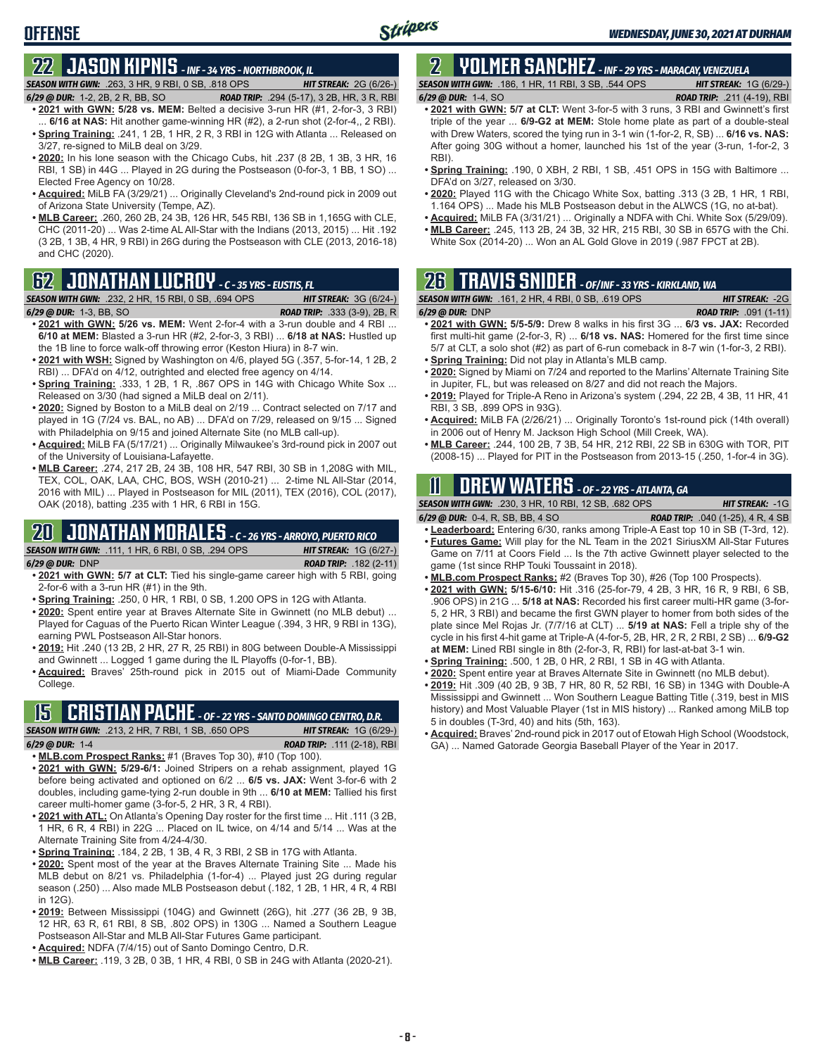## OFFENSE

*WEDNESDAY, JUNE 30, 2021 AT DURHAM*

## 22 JASON KIPNIS - *INF - 34 YRS - NORTHBROOK, IL*

***SEASON WITH GWN:*** .263, 3 HR, 9 RBI, 0 SB, .818 OPS — ***HIT STREAK:*** 2G (6/26-)
***6/29 @ DUR:*** 1-2, 2B, 2 R, BB, SO — ***ROAD TRIP:*** .294 (5-17), 3 2B, HR, 3 R, RBI

- **2021 with GWN: 5/28 vs. MEM:** Belted a decisive 3-run HR (#1, 2-for-3, 3 RBI) ... **6/16 at NAS:** Hit another game-winning HR (#2), a 2-run shot (2-for-4,, 2 RBI).
- **Spring Training:** .241, 1 2B, 1 HR, 2 R, 3 RBI in 12G with Atlanta ... Released on 3/27, re-signed to MiLB deal on 3/29.
- **2020:** In his lone season with the Chicago Cubs, hit .237 (8 2B, 1 3B, 3 HR, 16 RBI, 1 SB) in 44G ... Played in 2G during the Postseason (0-for-3, 1 BB, 1 SO) ... Elected Free Agency on 10/28.
- **Acquired:** MiLB FA (3/29/21) ... Originally Cleveland's 2nd-round pick in 2009 out of Arizona State University (Tempe, AZ).
- **MLB Career:** .260, 260 2B, 24 3B, 126 HR, 545 RBI, 136 SB in 1,165G with CLE, CHC (2011-20) ... Was 2-time AL All-Star with the Indians (2013, 2015) ... Hit .192 (3 2B, 1 3B, 4 HR, 9 RBI) in 26G during the Postseason with CLE (2013, 2016-18) and CHC (2020).

## 62 JONATHAN LUCROY - *C - 35 YRS - EUSTIS, FL*

***SEASON WITH GWN:*** .232, 2 HR, 15 RBI, 0 SB, .694 OPS — ***HIT STREAK:*** 3G (6/24-)
***6/29 @ DUR:*** 1-3, BB, SO — ***ROAD TRIP:*** .333 (3-9), 2B, R

- **2021 with GWN: 5/26 vs. MEM:** Went 2-for-4 with a 3-run double and 4 RBI ... **6/10 at MEM:** Blasted a 3-run HR (#2, 2-for-3, 3 RBI) ... **6/18 at NAS:** Hustled up the 1B line to force walk-off throwing error (Keston Hiura) in 8-7 win.
- **2021 with WSH:** Signed by Washington on 4/6, played 5G (.357, 5-for-14, 1 2B, 2 RBI) ... DFA'd on 4/12, outrighted and elected free agency on 4/14.
- **Spring Training:** .333, 1 2B, 1 R, .867 OPS in 14G with Chicago White Sox ... Released on 3/30 (had signed a MiLB deal on 2/11).
- **2020:** Signed by Boston to a MiLB deal on 2/19 ... Contract selected on 7/17 and played in 1G (7/24 vs. BAL, no AB) ... DFA'd on 7/29, released on 9/15 ... Signed with Philadelphia on 9/15 and joined Alternate Site (no MLB call-up).
- **Acquired:** MiLB FA (5/17/21) ... Originally Milwaukee's 3rd-round pick in 2007 out of the University of Louisiana-Lafayette.
- **MLB Career:** .274, 217 2B, 24 3B, 108 HR, 547 RBI, 30 SB in 1,208G with MIL, TEX, COL, OAK, LAA, CHC, BOS, WSH (2010-21) ... 2-time NL All-Star (2014, 2016 with MIL) ... Played in Postseason for MIL (2011), TEX (2016), COL (2017), OAK (2018), batting .235 with 1 HR, 6 RBI in 15G.

## 20 JONATHAN MORALES - *C - 26 YRS - ARROYO, PUERTO RICO*

***SEASON WITH GWN:*** .111, 1 HR, 6 RBI, 0 SB, .294 OPS — ***HIT STREAK:*** 1G (6/27-)
***6/29 @ DUR:*** DNP — ***ROAD TRIP:*** .182 (2-11)

- **2021 with GWN: 5/7 at CLT:** Tied his single-game career high with 5 RBI, going 2-for-6 with a 3-run HR (#1) in the 9th.
- **Spring Training:** .250, 0 HR, 1 RBI, 0 SB, 1.200 OPS in 12G with Atlanta.
- **2020:** Spent entire year at Braves Alternate Site in Gwinnett (no MLB debut) ... Played for Caguas of the Puerto Rican Winter League (.394, 3 HR, 9 RBI in 13G), earning PWL Postseason All-Star honors.
- **2019:** Hit .240 (13 2B, 2 HR, 27 R, 25 RBI) in 80G between Double-A Mississippi and Gwinnett ... Logged 1 game during the IL Playoffs (0-for-1, BB).
- **Acquired:** Braves' 25th-round pick in 2015 out of Miami-Dade Community College.

## 15 CRISTIAN PACHE - *OF - 22 YRS - SANTO DOMINGO CENTRO, D.R.*

***SEASON WITH GWN:*** .213, 2 HR, 7 RBI, 1 SB, .650 OPS — ***HIT STREAK:*** 1G (6/29-)
***6/29 @ DUR:*** 1-4 — ***ROAD TRIP:*** .111 (2-18), RBI

- **MLB.com Prospect Ranks:** #1 (Braves Top 30), #10 (Top 100).
- **2021 with GWN: 5/29-6/1:** Joined Stripers on a rehab assignment, played 1G before being activated and optioned on 6/2 ... **6/5 vs. JAX:** Went 3-for-6 with 2 doubles, including game-tying 2-run double in 9th ... **6/10 at MEM:** Tallied his first career multi-homer game (3-for-5, 2 HR, 3 R, 4 RBI).
- **2021 with ATL:** On Atlanta's Opening Day roster for the first time ... Hit .111 (3 2B, 1 HR, 6 R, 4 RBI) in 22G ... Placed on IL twice, on 4/14 and 5/14 ... Was at the Alternate Training Site from 4/24-4/30.
- **Spring Training:** .184, 2 2B, 1 3B, 4 R, 3 RBI, 2 SB in 17G with Atlanta.
- **2020:** Spent most of the year at the Braves Alternate Training Site ... Made his MLB debut on 8/21 vs. Philadelphia (1-for-4) ... Played just 2G during regular season (.250) ... Also made MLB Postseason debut (.182, 1 2B, 1 HR, 4 R, 4 RBI in 12G).
- **2019:** Between Mississippi (104G) and Gwinnett (26G), hit .277 (36 2B, 9 3B, 12 HR, 63 R, 61 RBI, 8 SB, .802 OPS) in 130G ... Named a Southern League Postseason All-Star and MLB All-Star Futures Game participant.
- **Acquired:** NDFA (7/4/15) out of Santo Domingo Centro, D.R.
- **MLB Career:** .119, 3 2B, 0 3B, 1 HR, 4 RBI, 0 SB in 24G with Atlanta (2020-21).

## 2 YOLMER SANCHEZ - *INF - 29 YRS - MARACAY, VENEZUELA*

***SEASON WITH GWN:*** .186, 1 HR, 11 RBI, 3 SB, .544 OPS — ***HIT STREAK:*** 1G (6/29-)
***6/29 @ DUR:*** 1-4, SO — ***ROAD TRIP:*** .211 (4-19), RBI

- **2021 with GWN: 5/7 at CLT:** Went 3-for-5 with 3 runs, 3 RBI and Gwinnett's first triple of the year ... **6/9-G2 at MEM:** Stole home plate as part of a double-steal with Drew Waters, scored the tying run in 3-1 win (1-for-2, R, SB) ... **6/16 vs. NAS:** After going 30G without a homer, launched his 1st of the year (3-run, 1-for-2, 3 RBI).
- **Spring Training:** .190, 0 XBH, 2 RBI, 1 SB, .451 OPS in 15G with Baltimore ... DFA'd on 3/27, released on 3/30.
- **2020:** Played 11G with the Chicago White Sox, batting .313 (3 2B, 1 HR, 1 RBI, 1.164 OPS) ... Made his MLB Postseason debut in the ALWCS (1G, no at-bat).
- **Acquired:** MiLB FA (3/31/21) ... Originally a NDFA with Chi. White Sox (5/29/09).
- **MLB Career:** .245, 113 2B, 24 3B, 32 HR, 215 RBI, 30 SB in 657G with the Chi. White Sox (2014-20) ... Won an AL Gold Glove in 2019 (.987 FPCT at 2B).

## 26 TRAVIS SNIDER - *OF/INF - 33 YRS - KIRKLAND, WA*

***SEASON WITH GWN:*** .161, 2 HR, 4 RBI, 0 SB, .619 OPS — ***HIT STREAK:*** -2G
***6/29 @ DUR:*** DNP — ***ROAD TRIP:*** .091 (1-11)

- **2021 with GWN: 5/5-5/9:** Drew 8 walks in his first 3G ... **6/3 vs. JAX:** Recorded first multi-hit game (2-for-3, R) ... **6/18 vs. NAS:** Homered for the first time since 5/7 at CLT, a solo shot (#2) as part of 6-run comeback in 8-7 win (1-for-3, 2 RBI).
- **Spring Training:** Did not play in Atlanta's MLB camp.
- **2020:** Signed by Miami on 7/24 and reported to the Marlins' Alternate Training Site in Jupiter, FL, but was released on 8/27 and did not reach the Majors.
- **2019:** Played for Triple-A Reno in Arizona's system (.294, 22 2B, 4 3B, 11 HR, 41 RBI, 3 SB, .899 OPS in 93G).
- **Acquired:** MiLB FA (2/26/21) ... Originally Toronto's 1st-round pick (14th overall) in 2006 out of Henry M. Jackson High School (Mill Creek, WA).
- **MLB Career:** .244, 100 2B, 7 3B, 54 HR, 212 RBI, 22 SB in 630G with TOR, PIT (2008-15) ... Played for PIT in the Postseason from 2013-15 (.250, 1-for-4 in 3G).

## 11 DREW WATERS - *OF - 22 YRS - ATLANTA, GA*

***SEASON WITH GWN:*** .230, 3 HR, 10 RBI, 12 SB, .682 OPS — ***HIT STREAK:*** -1G
***6/29 @ DUR:*** 0-4, R, SB, BB, 4 SO — ***ROAD TRIP:*** .040 (1-25), 4 R, 4 SB

- **Leaderboard:** Entering 6/30, ranks among Triple-A East top 10 in SB (T-3rd, 12).
- **Futures Game:** Will play for the NL Team in the 2021 SiriusXM All-Star Futures Game on 7/11 at Coors Field ... Is the 7th active Gwinnett player selected to the game (1st since RHP Touki Toussaint in 2018).
- **MLB.com Prospect Ranks:** #2 (Braves Top 30), #26 (Top 100 Prospects).
- **2021 with GWN: 5/15-6/10:** Hit .316 (25-for-79, 4 2B, 3 HR, 16 R, 9 RBI, 6 SB, .906 OPS) in 21G ... **5/18 at NAS:** Recorded his first career multi-HR game (3-for-5, 2 HR, 3 RBI) and became the first GWN player to homer from both sides of the plate since Mel Rojas Jr. (7/7/16 at CLT) ... **5/19 at NAS:** Fell a triple shy of the cycle in his first 4-hit game at Triple-A (4-for-5, 2B, HR, 2 R, 2 RBI, 2 SB) ... **6/9-G2 at MEM:** Lined RBI single in 8th (2-for-3, R, RBI) for last-at-bat 3-1 win.
- **Spring Training:** .500, 1 2B, 0 HR, 2 RBI, 1 SB in 4G with Atlanta.
- **2020:** Spent entire year at Braves Alternate Site in Gwinnett (no MLB debut).
- **2019:** Hit .309 (40 2B, 9 3B, 7 HR, 80 R, 52 RBI, 16 SB) in 134G with Double-A Mississippi and Gwinnett ... Won Southern League Batting Title (.319, best in MIS history) and Most Valuable Player (1st in MIS history) ... Ranked among MiLB top 5 in doubles (T-3rd, 40) and hits (5th, 163).
- **Acquired:** Braves' 2nd-round pick in 2017 out of Etowah High School (Woodstock, GA) ... Named Gatorade Georgia Baseball Player of the Year in 2017.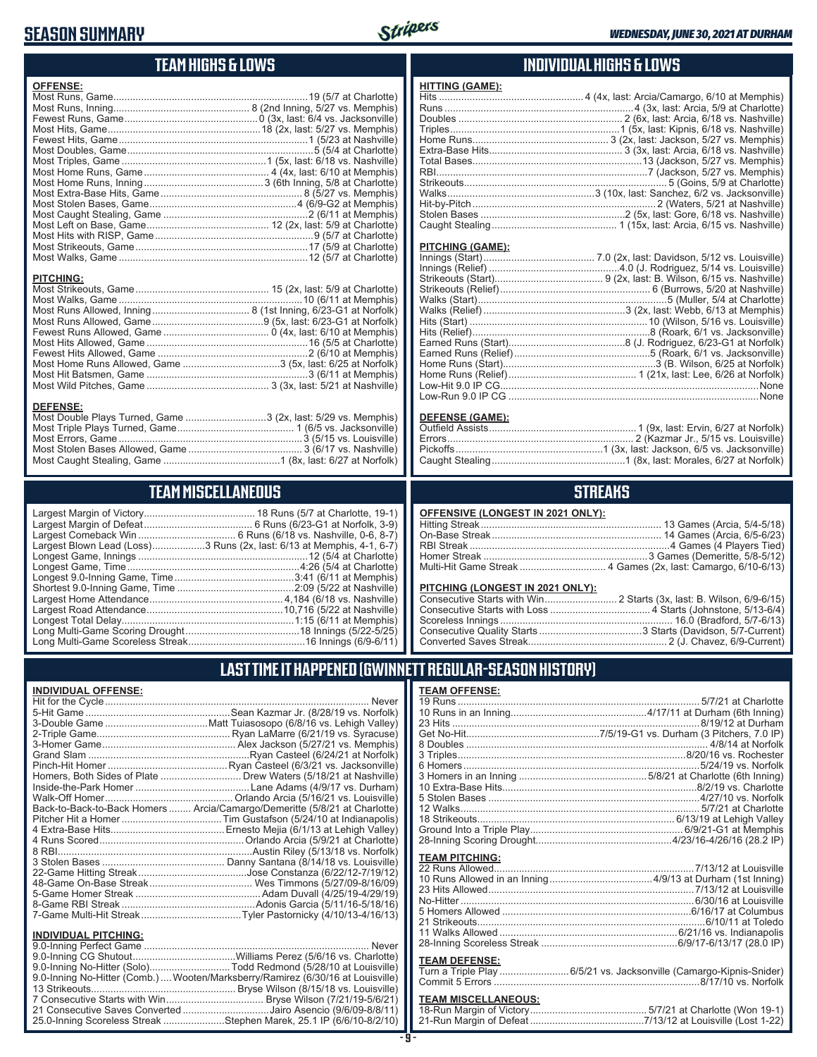# SEASON SUMMARY

*WEDNESDAY, JUNE 30, 2021 AT DURHAM*

## TEAM HIGHS & LOWS

**OFFENSE:**

| | |
|---|---|
| Most Runs, Game | 19 (5/7 at Charlotte) |
| Most Runs, Inning | 8 (2nd Inning, 5/27 vs. Memphis) |
| Fewest Runs, Game | 0 (3x, last: 6/4 vs. Jacksonville) |
| Most Hits, Game | 18 (2x, last: 5/27 vs. Memphis) |
| Fewest Hits, Game | 1 (5/23 at Nashville) |
| Most Doubles, Game | 5 (5/4 at Charlotte) |
| Most Triples, Game | 1 (5x, last: 6/18 vs. Nashville) |
| Most Home Runs, Game | 4 (4x, last: 6/10 at Memphis) |
| Most Home Runs, Inning | 3 (6th Inning, 5/8 at Charlotte) |
| Most Extra-Base Hits, Game | 8 (5/27 vs. Memphis) |
| Most Stolen Bases, Game | 4 (6/9-G2 at Memphis) |
| Most Caught Stealing, Game | 2 (6/11 at Memphis) |
| Most Left on Base, Game | 12 (2x, last: 5/9 at Charlotte) |
| Most Hits with RISP, Game | 9 (5/7 at Charlotte) |
| Most Strikeouts, Game | 17 (5/9 at Charlotte) |
| Most Walks, Game | 12 (5/7 at Charlotte) |

**PITCHING:**

| | |
|---|---|
| Most Strikeouts, Game | 15 (2x, last: 5/9 at Charlotte) |
| Most Walks, Game | 10 (6/11 at Memphis) |
| Most Runs Allowed, Inning | 8 (1st Inning, 6/23-G1 at Norfolk) |
| Most Runs Allowed, Game | 9 (5x, last: 6/23-G1 at Norfolk) |
| Fewest Runs Allowed, Game | 0 (4x, last: 6/10 at Memphis) |
| Most Hits Allowed, Game | 16 (5/5 at Charlotte) |
| Fewest Hits Allowed, Game | 2 (6/10 at Memphis) |
| Most Home Runs Allowed, Game | 3 (5x, last: 6/25 at Norfolk) |
| Most Hit Batsmen, Game | 3 (6/11 at Memphis) |
| Most Wild Pitches, Game | 3 (3x, last: 5/21 at Nashville) |

**DEFENSE:**

| | |
|---|---|
| Most Double Plays Turned, Game | 3 (2x, last: 5/29 vs. Memphis) |
| Most Triple Plays Turned, Game | 1 (6/5 vs. Jacksonville) |
| Most Errors, Game | 3 (5/15 vs. Louisville) |
| Most Stolen Bases Allowed, Game | 3 (6/17 vs. Nashville) |
| Most Caught Stealing, Game | 1 (8x, last: 6/27 at Norfolk) |

## INDIVIDUAL HIGHS & LOWS

**HITTING (GAME):**

| | |
|---|---|
| Hits | 4 (4x, last: Arcia/Camargo, 6/10 at Memphis) |
| Runs | 4 (3x, last: Arcia, 5/9 at Charlotte) |
| Doubles | 2 (6x, last: Arcia, 6/18 vs. Nashville) |
| Triples | 1 (5x, last: Kipnis, 6/18 vs. Nashville) |
| Home Runs | 3 (2x, last: Jackson, 5/27 vs. Memphis) |
| Extra-Base Hits | 3 (3x, last: Arcia, 6/18 vs. Nashville) |
| Total Bases | 13 (Jackson, 5/27 vs. Memphis) |
| RBI | 7 (Jackson, 5/27 vs. Memphis) |
| Strikeouts | 5 (Goins, 5/9 at Charlotte) |
| Walks | 3 (10x, last: Sanchez, 6/2 vs. Jacksonville) |
| Hit-by-Pitch | 2 (Waters, 5/21 at Nashville) |
| Stolen Bases | 2 (5x, last: Gore, 6/18 vs. Nashville) |
| Caught Stealing | 1 (15x, last: Arcia, 6/15 vs. Nashville) |

**PITCHING (GAME):**

| | |
|---|---|
| Innings (Start) | 7.0 (2x, last: Davidson, 5/12 vs. Louisville) |
| Innings (Relief) | 4.0 (J. Rodriguez, 5/14 vs. Louisville) |
| Strikeouts (Start) | 9 (2x, last: B. Wilson, 6/15 vs. Nashville) |
| Strikeouts (Relief) | 6 (Burrows, 5/20 at Nashville) |
| Walks (Start) | 5 (Muller, 5/4 at Charlotte) |
| Walks (Relief) | 3 (2x, last: Webb, 6/13 at Memphis) |
| Hits (Start) | 10 (Wilson, 5/16 vs. Louisville) |
| Hits (Relief) | 8 (Roark, 6/1 vs. Jacksonville) |
| Earned Runs (Start) | 8 (J. Rodriguez, 6/23-G1 at Norfolk) |
| Earned Runs (Relief) | 5 (Roark, 6/1 vs. Jacksonville) |
| Home Runs (Start) | 3 (B. Wilson, 6/25 at Norfolk) |
| Home Runs (Relief) | 1 (21x, last: Lee, 6/26 at Norfolk) |
| Low-Hit 9.0 IP CG | None |
| Low-Run 9.0 IP CG | None |

**DEFENSE (GAME):**

| | |
|---|---|
| Outfield Assists | 1 (9x, last: Ervin, 6/27 at Norfolk) |
| Errors | 2 (Kazmar Jr., 5/15 vs. Louisville) |
| Pickoffs | 1 (3x, last: Jackson, 6/5 vs. Jacksonville) |
| Caught Stealing | 1 (8x, last: Morales, 6/27 at Norfolk) |

## TEAM MISCELLANEOUS

| | |
|---|---|
| Largest Margin of Victory | 18 Runs (5/7 at Charlotte, 19-1) |
| Largest Margin of Defeat | 6 Runs (6/23-G1 at Norfolk, 3-9) |
| Largest Comeback Win | 6 Runs (6/18 vs. Nashville, 0-6, 8-7) |
| Largest Blown Lead (Loss) | 3 Runs (2x, last: 6/13 at Memphis, 4-1, 6-7) |
| Longest Game, Innings | 12 (5/4 at Charlotte) |
| Longest Game, Time | 4:26 (5/4 at Charlotte) |
| Longest 9.0-Inning Game, Time | 3:41 (6/11 at Memphis) |
| Shortest 9.0-Inning Game, Time | 2:09 (5/22 at Nashville) |
| Largest Home Attendance | 4,184 (6/18 vs. Nashville) |
| Largest Road Attendance | 10,716 (5/22 at Nashville) |
| Longest Total Delay | 1:15 (6/11 at Memphis) |
| Long Multi-Game Scoring Drought | 18 Innings (5/22-5/25) |
| Long Multi-Game Scoreless Streak | 16 Innings (6/9-6/11) |

## STREAKS

**OFFENSIVE (LONGEST IN 2021 ONLY):**

| | |
|---|---|
| Hitting Streak | 13 Games (Arcia, 5/4-5/18) |
| On-Base Streak | 14 Games (Arcia, 6/5-6/23) |
| RBI Streak | 4 Games (4 Players Tied) |
| Homer Streak | 3 Games (Demeritte, 5/8-5/12) |
| Multi-Hit Game Streak | 4 Games (2x, last: Camargo, 6/10-6/13) |

**PITCHING (LONGEST IN 2021 ONLY):**

| | |
|---|---|
| Consecutive Starts with Win | 2 Starts (3x, last: B. Wilson, 6/9-6/15) |
| Consecutive Starts with Loss | 4 Starts (Johnstone, 5/13-6/4) |
| Scoreless Innings | 16.0 (Bradford, 5/7-6/13) |
| Consecutive Quality Starts | 3 Starts (Davidson, 5/7-Current) |
| Converted Saves Streak | 2 (J. Chavez, 6/9-Current) |

## LAST TIME IT HAPPENED (GWINNETT REGULAR-SEASON HISTORY)

**INDIVIDUAL OFFENSE:**

| | |
|---|---|
| Hit for the Cycle | Never |
| 5-Hit Game | Sean Kazmar Jr. (8/28/19 vs. Norfolk) |
| 3-Double Game | Matt Tuiasosopo (6/8/16 vs. Lehigh Valley) |
| 2-Triple Game | Ryan LaMarre (6/21/19 vs. Syracuse) |
| 3-Homer Game | Alex Jackson (5/27/21 vs. Memphis) |
| Grand Slam | Ryan Casteel (6/24/21 at Norfolk) |
| Pinch-Hit Homer | Ryan Casteel (6/3/21 vs. Jacksonville) |
| Homers, Both Sides of Plate | Drew Waters (5/18/21 at Nashville) |
| Inside-the-Park Homer | Lane Adams (4/9/17 vs. Durham) |
| Walk-Off Homer | Orlando Arcia (5/16/21 vs. Louisville) |
| Back-to-Back-to-Back Homers | Arcia/Camargo/Demeritte (5/8/21 at Charlotte) |
| Pitcher Hit a Homer | Tim Gustafson (5/24/10 at Indianapolis) |
| 4 Extra-Base Hits | Ernesto Mejia (6/1/13 at Lehigh Valley) |
| 4 Runs Scored | Orlando Arcia (5/9/21 at Charlotte) |
| 8 RBI | Austin Riley (5/13/18 vs. Norfolk) |
| 3 Stolen Bases | Danny Santana (8/14/18 vs. Louisville) |
| 22-Game Hitting Streak | Jose Constanza (6/22/12-7/19/12) |
| 48-Game On-Base Streak | Wes Timmons (5/27/09-8/16/09) |
| 5-Game Homer Streak | Adam Duvall (4/25/19-4/29/19) |
| 8-Game RBI Streak | Adonis Garcia (5/11/16-5/18/16) |
| 7-Game Multi-Hit Streak | Tyler Pastornicky (4/10/13-4/16/13) |

**INDIVIDUAL PITCHING:**

| | |
|---|---|
| 9.0-Inning Perfect Game | Never |
| 9.0-Inning CG Shutout | Williams Perez (5/6/16 vs. Charlotte) |
| 9.0-Inning No-Hitter (Solo) | Todd Redmond (5/28/10 at Louisville) |
| 9.0-Inning No-Hitter (Comb.) | Wooten/Marksberry/Ramirez (6/30/16 at Louisville) |
| 13 Strikeouts | Bryse Wilson (8/15/18 vs. Louisville) |
| 7 Consecutive Starts with Win | Bryse Wilson (7/21/19-5/6/21) |
| 21 Consecutive Saves Converted | Jairo Asencio (9/6/09-8/8/11) |
| 25.0-Inning Scoreless Streak | Stephen Marek, 25.1 IP (6/6/10-8/2/10) |

**TEAM OFFENSE:**

| | |
|---|---|
| 19 Runs | 5/7/21 at Charlotte |
| 10 Runs in an Inning | 4/17/11 at Durham (6th Inning) |
| 23 Hits | 8/19/12 at Durham |
| Get No-Hit | 7/5/19-G1 vs. Durham (3 Pitchers, 7.0 IP) |
| 8 Doubles | 4/8/14 at Norfolk |
| 3 Triples | 8/20/16 vs. Rochester |
| 6 Homers | 5/24/19 vs. Norfolk |
| 3 Homers in an Inning | 5/8/21 at Charlotte (6th Inning) |
| 10 Extra-Base Hits | 8/2/19 vs. Charlotte |
| 5 Stolen Bases | 4/27/10 vs. Norfolk |
| 12 Walks | 5/7/21 at Charlotte |
| 18 Strikeouts | 6/13/19 at Lehigh Valley |
| Ground Into a Triple Play | 6/9/21-G1 at Memphis |
| 28-Inning Scoring Drought | 4/23/16-4/26/16 (28.2 IP) |

**TEAM PITCHING:**

| | |
|---|---|
| 22 Runs Allowed | 7/13/12 at Louisville |
| 10 Runs Allowed in an Inning | 4/9/13 at Durham (1st Inning) |
| 23 Hits Allowed | 7/13/12 at Louisville |
| No-Hitter | 6/30/16 at Louisville |
| 5 Homers Allowed | 6/16/17 at Columbus |
| 21 Strikeouts | 6/10/11 at Toledo |
| 11 Walks Allowed | 6/21/16 vs. Indianapolis |
| 28-Inning Scoreless Streak | 6/9/17-6/13/17 (28.0 IP) |

**TEAM DEFENSE:**

| | |
|---|---|
| Turn a Triple Play | 6/5/21 vs. Jacksonville (Camargo-Kipnis-Snider) |
| Commit 5 Errors | 8/17/10 vs. Norfolk |

**TEAM MISCELLANEOUS:**

| | |
|---|---|
| 18-Run Margin of Victory | 5/7/21 at Charlotte (Won 19-1) |
| 21-Run Margin of Defeat | 7/13/12 at Louisville (Lost 1-22) |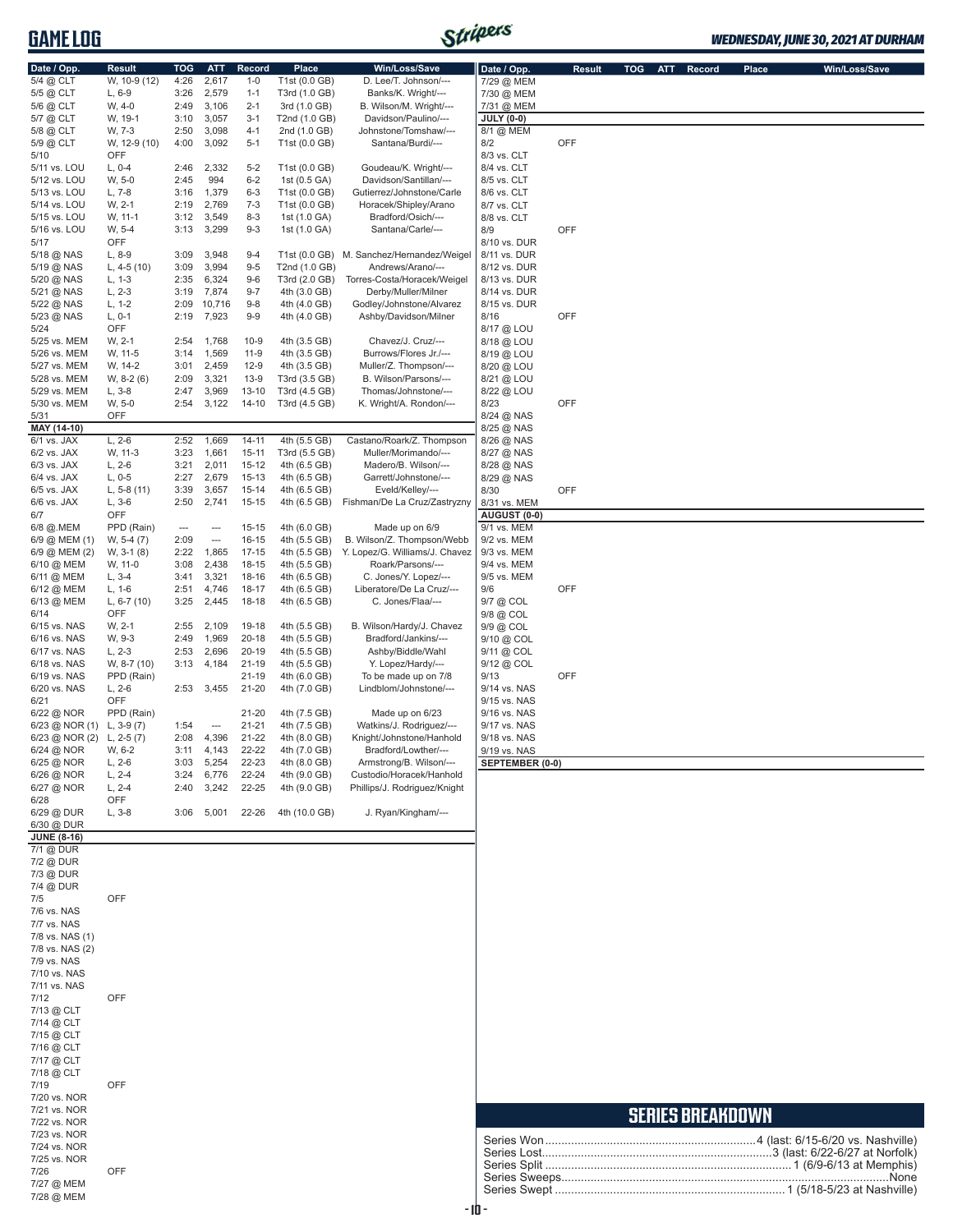# GAME LOG

| Date / Opp. | Result | TOG | ATT | Record | Place | Win/Loss/Save |
|---|---|---|---|---|---|---|
| 5/4 @ CLT | W, 10-9 (12) | 4:26 | 2,617 | 1-0 | T1st (0.0 GB) | D. Lee/T. Johnson/--- |
| 5/5 @ CLT | L, 6-9 | 3:26 | 2,579 | 1-1 | T3rd (1.0 GB) | Banks/K. Wright/--- |
| 5/6 @ CLT | W, 4-0 | 2:49 | 3,106 | 2-1 | 3rd (1.0 GB) | B. Wilson/M. Wright/--- |
| 5/7 @ CLT | W, 19-1 | 3:10 | 3,057 | 3-1 | T2nd (1.0 GB) | Davidson/Paulino/--- |
| 5/8 @ CLT | W, 7-3 | 2:50 | 3,098 | 4-1 | 2nd (1.0 GB) | Johnstone/Tomshaw/--- |
| 5/9 @ CLT | W, 12-9 (10) | 4:00 | 3,092 | 5-1 | T1st (0.0 GB) | Santana/Burdi/--- |
| 5/10 | OFF | | | | | |
| 5/11 vs. LOU | L, 0-4 | 2:46 | 2,332 | 5-2 | T1st (0.0 GB) | Goudeau/K. Wright/--- |
| 5/12 vs. LOU | W, 5-0 | 2:45 | 994 | 6-2 | 1st (0.5 GA) | Davidson/Santillan/--- |
| 5/13 vs. LOU | L, 7-8 | 3:16 | 1,379 | 6-3 | T1st (0.0 GB) | Gutierrez/Johnstone/Carle |
| 5/14 vs. LOU | W, 2-1 | 2:19 | 2,769 | 7-3 | T1st (0.0 GB) | Horacek/Shipley/Arano |
| 5/15 vs. LOU | W, 11-1 | 3:12 | 3,549 | 8-3 | 1st (1.0 GA) | Bradford/Osich/--- |
| 5/16 vs. LOU | W, 5-4 | 3:13 | 3,299 | 9-3 | 1st (1.0 GA) | Santana/Carle/--- |
| 5/17 | OFF | | | | | |
| 5/18 @ NAS | L, 8-9 | 3:09 | 3,948 | 9-4 | T1st (0.0 GB) | M. Sanchez/Hernandez/Weigel |
| 5/19 @ NAS | L, 4-5 (10) | 3:09 | 3,994 | 9-5 | T2nd (1.0 GB) | Andrews/Arano/--- |
| 5/20 @ NAS | L, 1-3 | 2:35 | 6,324 | 9-6 | T3rd (2.0 GB) | Torres-Costa/Horacek/Weigel |
| 5/21 @ NAS | L, 2-3 | 3:19 | 7,874 | 9-7 | 4th (3.0 GB) | Derby/Muller/Milner |
| 5/22 @ NAS | L, 1-2 | 2:09 | 10,716 | 9-8 | 4th (4.0 GB) | Godley/Johnstone/Alvarez |
| 5/23 @ NAS | L, 0-1 | 2:19 | 7,923 | 9-9 | 4th (4.0 GB) | Ashby/Davidson/Milner |
| 5/24 | OFF | | | | | |
| 5/25 vs. MEM | W, 2-1 | 2:54 | 1,768 | 10-9 | 4th (3.5 GB) | Chavez/J. Cruz/--- |
| 5/26 vs. MEM | W, 11-5 | 3:14 | 1,569 | 11-9 | 4th (3.5 GB) | Burrows/Flores Jr./--- |
| 5/27 vs. MEM | W, 14-2 | 3:01 | 2,459 | 12-9 | 4th (3.5 GB) | Muller/Z. Thompson/--- |
| 5/28 vs. MEM | W, 8-2 (6) | 2:09 | 3,321 | 13-9 | T3rd (3.5 GB) | B. Wilson/Parsons/--- |
| 5/29 vs. MEM | L, 3-8 | 2:47 | 3,969 | 13-10 | T3rd (4.5 GB) | Thomas/Johnstone/--- |
| 5/30 vs. MEM | W, 5-0 | 2:54 | 3,122 | 14-10 | T3rd (4.5 GB) | K. Wright/A. Rondon/--- |
| 5/31 | OFF | | | | | |
| **MAY (14-10)** | | | | | | |
| 6/1 vs. JAX | L, 2-6 | 2:52 | 1,669 | 14-11 | 4th (5.5 GB) | Castano/Roark/Z. Thompson |
| 6/2 vs. JAX | W, 11-3 | 3:23 | 1,661 | 15-11 | T3rd (5.5 GB) | Muller/Morimando/--- |
| 6/3 vs. JAX | L, 2-6 | 3:21 | 2,011 | 15-12 | 4th (6.5 GB) | Madero/B. Wilson/--- |
| 6/4 vs. JAX | L, 0-5 | 2:27 | 2,679 | 15-13 | 4th (6.5 GB) | Garrett/Johnstone/--- |
| 6/5 vs. JAX | L, 5-8 (11) | 3:39 | 3,657 | 15-14 | 4th (6.5 GB) | Eveld/Kelley/--- |
| 6/6 vs. JAX | L, 3-6 | 2:50 | 2,741 | 15-15 | 4th (6.5 GB) | Fishman/De La Cruz/Zastryzny |
| 6/7 | OFF | | | | | |
| 6/8 @ MEM | PPD (Rain) | --- | --- | 15-15 | 4th (6.0 GB) | Made up on 6/9 |
| 6/9 @ MEM (1) | W, 5-4 (7) | 2:09 | --- | 16-15 | 4th (5.5 GB) | B. Wilson/Z. Thompson/Webb |
| 6/9 @ MEM (2) | W, 3-1 (8) | 2:22 | 1,865 | 17-15 | 4th (5.5 GB) | Y. Lopez/G. Williams/J. Chavez |
| 6/10 @ MEM | W, 11-0 | 3:08 | 2,438 | 18-15 | 4th (5.5 GB) | Roark/Parsons/--- |
| 6/11 @ MEM | L, 3-4 | 3:41 | 3,321 | 18-16 | 4th (6.5 GB) | C. Jones/Y. Lopez/--- |
| 6/12 @ MEM | L, 1-6 | 2:51 | 4,746 | 18-17 | 4th (6.5 GB) | Liberatore/De La Cruz/--- |
| 6/13 @ MEM | L, 6-7 (10) | 3:25 | 2,445 | 18-18 | 4th (6.5 GB) | C. Jones/Flaa/--- |
| 6/14 | OFF | | | | | |
| 6/15 vs. NAS | W, 2-1 | 2:55 | 2,109 | 19-18 | 4th (5.5 GB) | B. Wilson/Hardy/J. Chavez |
| 6/16 vs. NAS | W, 9-3 | 2:49 | 1,969 | 20-18 | 4th (5.5 GB) | Bradford/Jankins/--- |
| 6/17 vs. NAS | L, 2-3 | 2:53 | 2,696 | 20-19 | 4th (5.5 GB) | Ashby/Biddle/Wahl |
| 6/18 vs. NAS | W, 8-7 (10) | 3:13 | 4,184 | 21-19 | 4th (5.5 GB) | Y. Lopez/Hardy/--- |
| 6/19 vs. NAS | PPD (Rain) | | | 21-19 | 4th (6.0 GB) | To be made up on 7/8 |
| 6/20 vs. NAS | L, 2-6 | 2:53 | 3,455 | 21-20 | 4th (7.0 GB) | Lindblom/Johnstone/--- |
| 6/21 | OFF | | | | | |
| 6/22 @ NOR | PPD (Rain) | | | 21-20 | 4th (7.5 GB) | Made up on 6/23 |
| 6/23 @ NOR (1) | L, 3-9 (7) | 1:54 | --- | 21-21 | 4th (7.5 GB) | Watkins/J. Rodriguez/--- |
| 6/23 @ NOR (2) | L, 2-5 (7) | 2:08 | 4,396 | 21-22 | 4th (8.0 GB) | Knight/Johnstone/Hanhold |
| 6/24 @ NOR | W, 6-2 | 3:11 | 4,143 | 22-22 | 4th (7.0 GB) | Bradford/Lowther/--- |
| 6/25 @ NOR | L, 2-6 | 3:03 | 5,254 | 22-23 | 4th (8.0 GB) | Armstrong/B. Wilson/--- |
| 6/26 @ NOR | L, 2-4 | 3:24 | 6,776 | 22-24 | 4th (9.0 GB) | Custodio/Horacek/Hanhold |
| 6/27 @ NOR | L, 2-4 | 2:40 | 3,242 | 22-25 | 4th (9.0 GB) | Phillips/J. Rodriguez/Knight |
| 6/28 | OFF | | | | | |
| 6/29 @ DUR | L, 3-8 | 3:06 | 5,001 | 22-26 | 4th (10.0 GB) | J. Ryan/Kingham/--- |
| 6/30 @ DUR | | | | | | |
| **JUNE (8-16)** | | | | | | |
| 7/1 @ DUR | | | | | | |
| 7/2 @ DUR | | | | | | |
| 7/3 @ DUR | | | | | | |
| 7/4 @ DUR | | | | | | |
| 7/5 | OFF | | | | | |
| 7/6 vs. NAS | | | | | | |
| 7/7 vs. NAS | | | | | | |
| 7/8 vs. NAS (1) | | | | | | |
| 7/8 vs. NAS (2) | | | | | | |
| 7/9 vs. NAS | | | | | | |
| 7/10 vs. NAS | | | | | | |
| 7/11 vs. NAS | | | | | | |
| 7/12 | OFF | | | | | |
| 7/13 @ CLT | | | | | | |
| 7/14 @ CLT | | | | | | |
| 7/15 @ CLT | | | | | | |
| 7/16 @ CLT | | | | | | |
| 7/17 @ CLT | | | | | | |
| 7/18 @ CLT | | | | | | |
| 7/19 | OFF | | | | | |
| 7/20 vs. NOR | | | | | | |
| 7/21 vs. NOR | | | | | | |
| 7/22 vs. NOR | | | | | | |
| 7/23 vs. NOR | | | | | | |
| 7/24 vs. NOR | | | | | | |
| 7/25 vs. NOR | | | | | | |
| 7/26 | OFF | | | | | |
| 7/27 @ MEM | | | | | | |
| 7/28 @ MEM | | | | | | |
| 7/29 @ MEM | | | | | | |
| 7/30 @ MEM | | | | | | |
| 7/31 @ MEM | | | | | | |
| **JULY (0-0)** | | | | | | |
| 8/1 @ MEM | | | | | | |
| 8/2 | OFF | | | | | |
| 8/3 vs. CLT | | | | | | |
| 8/4 vs. CLT | | | | | | |
| 8/5 vs. CLT | | | | | | |
| 8/6 vs. CLT | | | | | | |
| 8/7 vs. CLT | | | | | | |
| 8/8 vs. CLT | | | | | | |
| 8/9 | OFF | | | | | |
| 8/10 vs. DUR | | | | | | |
| 8/11 vs. DUR | | | | | | |
| 8/12 vs. DUR | | | | | | |
| 8/13 vs. DUR | | | | | | |
| 8/14 vs. DUR | | | | | | |
| 8/15 vs. DUR | | | | | | |
| 8/16 | OFF | | | | | |
| 8/17 @ LOU | | | | | | |
| 8/18 @ LOU | | | | | | |
| 8/19 @ LOU | | | | | | |
| 8/20 @ LOU | | | | | | |
| 8/21 @ LOU | | | | | | |
| 8/22 @ LOU | | | | | | |
| 8/23 | OFF | | | | | |
| 8/24 @ NAS | | | | | | |
| 8/25 @ NAS | | | | | | |
| 8/26 @ NAS | | | | | | |
| 8/27 @ NAS | | | | | | |
| 8/28 @ NAS | | | | | | |
| 8/29 @ NAS | | | | | | |
| 8/30 | OFF | | | | | |
| 8/31 vs. MEM | | | | | | |
| **AUGUST (0-0)** | | | | | | |
| 9/1 vs. MEM | | | | | | |
| 9/2 vs. MEM | | | | | | |
| 9/3 vs. MEM | | | | | | |
| 9/4 vs. MEM | | | | | | |
| 9/5 vs. MEM | | | | | | |
| 9/6 | OFF | | | | | |
| 9/7 @ COL | | | | | | |
| 9/8 @ COL | | | | | | |
| 9/9 @ COL | | | | | | |
| 9/10 @ COL | | | | | | |
| 9/11 @ COL | | | | | | |
| 9/12 @ COL | | | | | | |
| 9/13 | OFF | | | | | |
| 9/14 vs. NAS | | | | | | |
| 9/15 vs. NAS | | | | | | |
| 9/16 vs. NAS | | | | | | |
| 9/17 vs. NAS | | | | | | |
| 9/18 vs. NAS | | | | | | |
| 9/19 vs. NAS | | | | | | |
| **SEPTEMBER (0-0)** | | | | | | |

## SERIES BREAKDOWN

Series Won....................4 (last: 6/15-6/20 vs. Nashville)
Series Lost....................3 (last: 6/22-6/27 at Norfolk)
Series Split....................1 (6/9-6/13 at Memphis)
Series Sweeps....................None
Series Swept....................1 (5/18-5/23 at Nashville)